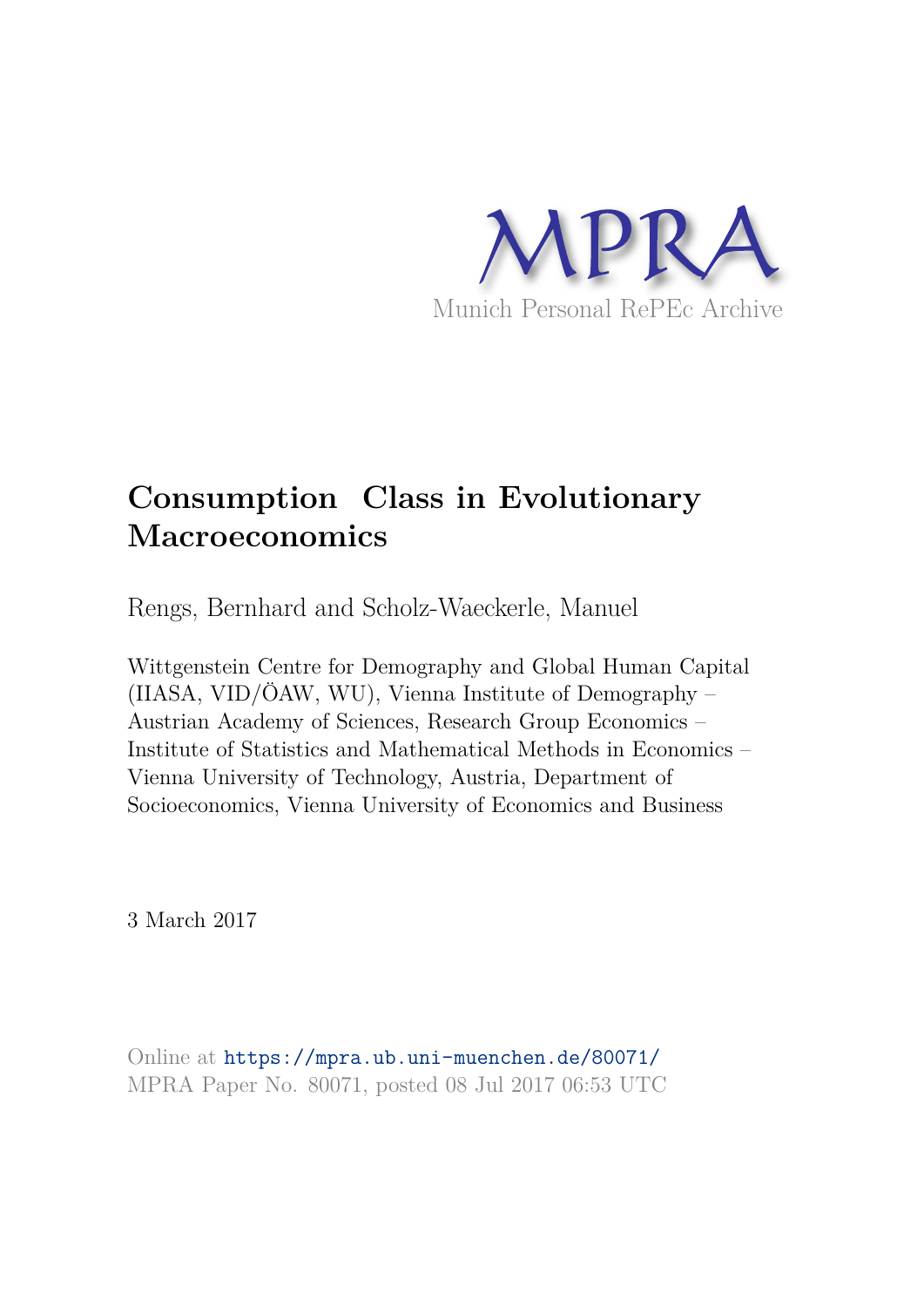# MPRA

Munich Personal RePEc Archive

# Consumption Class in Evolutionary Macroeconomics

Rengs, Bernhard and Scholz-Waeckerle, Manuel

Wittgenstein Centre for Demography and Global Human Capital (IIASA, VID/ÖAW, WU), Vienna Institute of Demography – Austrian Academy of Sciences, Research Group Economics – Institute of Statistics and Mathematical Methods in Economics – Vienna University of Technology, Austria, Department of Socioeconomics, Vienna University of Economics and Business

3 March 2017

Online at https://mpra.ub.uni-muenchen.de/80071/
MPRA Paper No. 80071, posted 08 Jul 2017 06:53 UTC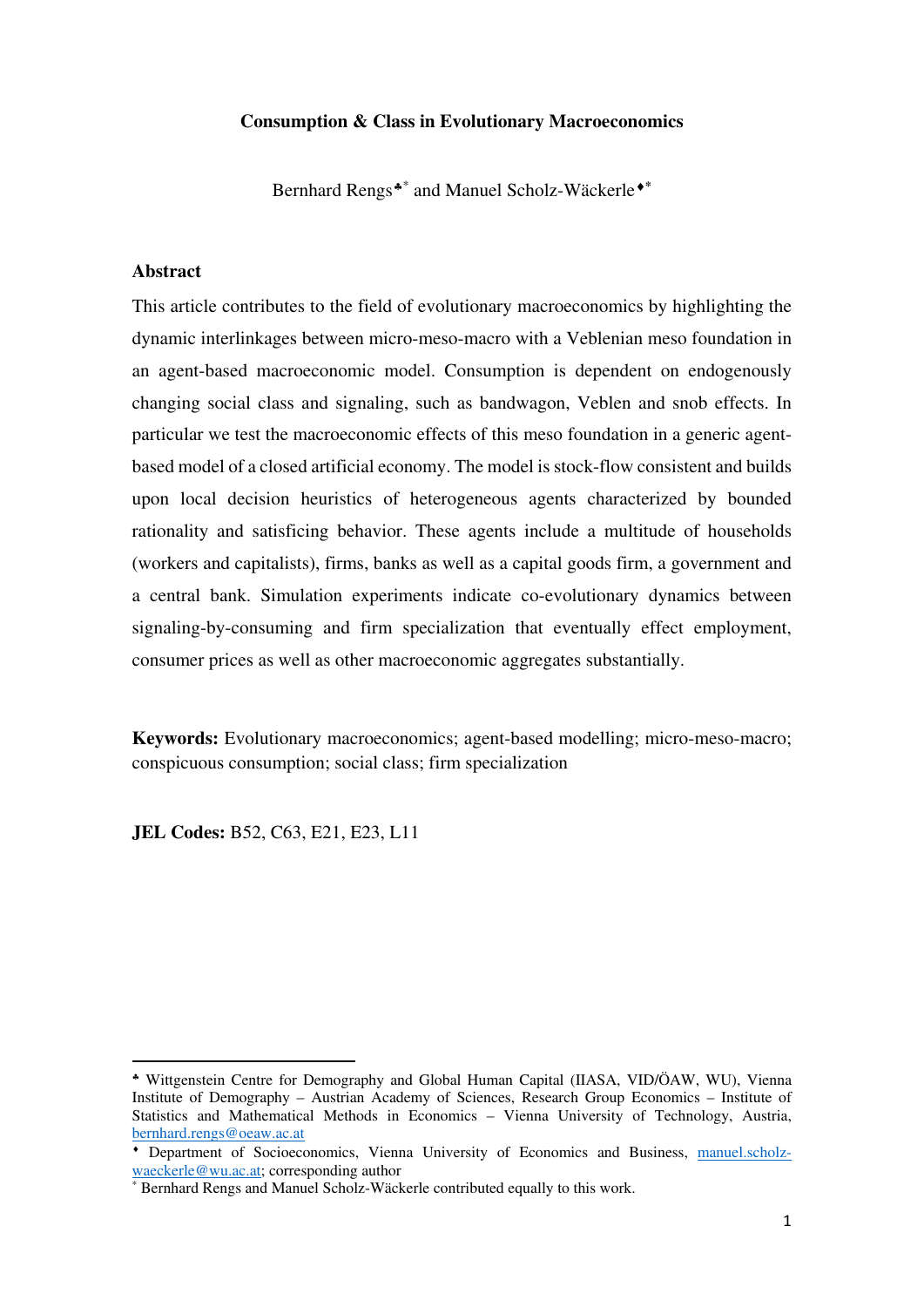**Consumption & Class in Evolutionary Macroeconomics**

Bernhard Rengs[♣*] and Manuel Scholz-Wäckerle[♦*]

**Abstract**

This article contributes to the field of evolutionary macroeconomics by highlighting the dynamic interlinkages between micro-meso-macro with a Veblenian meso foundation in an agent-based macroeconomic model. Consumption is dependent on endogenously changing social class and signaling, such as bandwagon, Veblen and snob effects. In particular we test the macroeconomic effects of this meso foundation in a generic agent-based model of a closed artificial economy. The model is stock-flow consistent and builds upon local decision heuristics of heterogeneous agents characterized by bounded rationality and satisficing behavior. These agents include a multitude of households (workers and capitalists), firms, banks as well as a capital goods firm, a government and a central bank. Simulation experiments indicate co-evolutionary dynamics between signaling-by-consuming and firm specialization that eventually effect employment, consumer prices as well as other macroeconomic aggregates substantially.

**Keywords:** Evolutionary macroeconomics; agent-based modelling; micro-meso-macro; conspicuous consumption; social class; firm specialization

**JEL Codes:** B52, C63, E21, E23, L11

---

[♣] Wittgenstein Centre for Demography and Global Human Capital (IIASA, VID/ÖAW, WU), Vienna Institute of Demography – Austrian Academy of Sciences, Research Group Economics – Institute of Statistics and Mathematical Methods in Economics – Vienna University of Technology, Austria, bernhard.rengs@oeaw.ac.at

[♦] Department of Socioeconomics, Vienna University of Economics and Business, manuel.scholz-waeckerle@wu.ac.at; corresponding author

[*] Bernhard Rengs and Manuel Scholz-Wäckerle contributed equally to this work.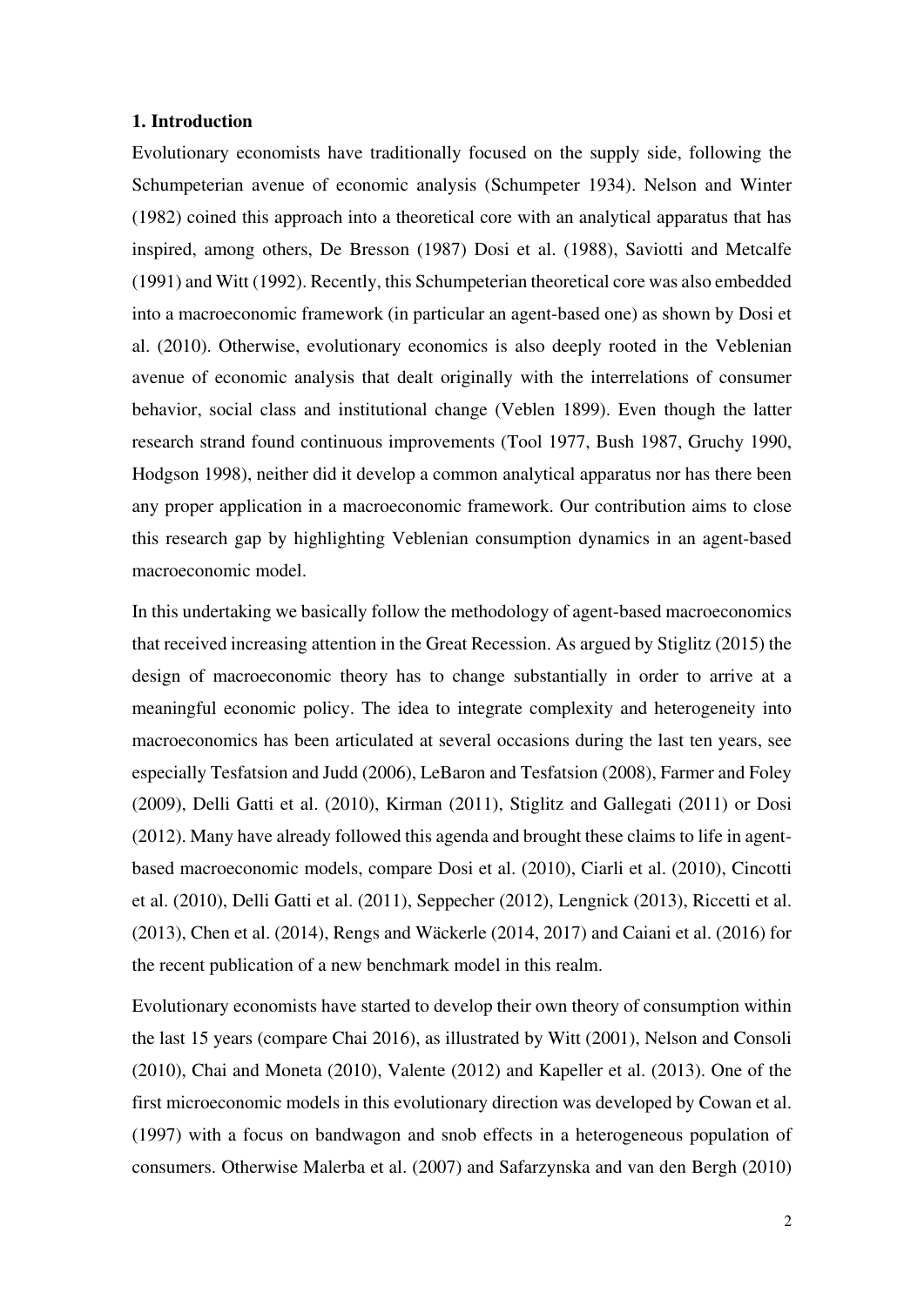## 1. Introduction

Evolutionary economists have traditionally focused on the supply side, following the Schumpeterian avenue of economic analysis (Schumpeter 1934). Nelson and Winter (1982) coined this approach into a theoretical core with an analytical apparatus that has inspired, among others, De Bresson (1987) Dosi et al. (1988), Saviotti and Metcalfe (1991) and Witt (1992). Recently, this Schumpeterian theoretical core was also embedded into a macroeconomic framework (in particular an agent-based one) as shown by Dosi et al. (2010). Otherwise, evolutionary economics is also deeply rooted in the Veblenian avenue of economic analysis that dealt originally with the interrelations of consumer behavior, social class and institutional change (Veblen 1899). Even though the latter research strand found continuous improvements (Tool 1977, Bush 1987, Gruchy 1990, Hodgson 1998), neither did it develop a common analytical apparatus nor has there been any proper application in a macroeconomic framework. Our contribution aims to close this research gap by highlighting Veblenian consumption dynamics in an agent-based macroeconomic model.

In this undertaking we basically follow the methodology of agent-based macroeconomics that received increasing attention in the Great Recession. As argued by Stiglitz (2015) the design of macroeconomic theory has to change substantially in order to arrive at a meaningful economic policy. The idea to integrate complexity and heterogeneity into macroeconomics has been articulated at several occasions during the last ten years, see especially Tesfatsion and Judd (2006), LeBaron and Tesfatsion (2008), Farmer and Foley (2009), Delli Gatti et al. (2010), Kirman (2011), Stiglitz and Gallegati (2011) or Dosi (2012). Many have already followed this agenda and brought these claims to life in agent-based macroeconomic models, compare Dosi et al. (2010), Ciarli et al. (2010), Cincotti et al. (2010), Delli Gatti et al. (2011), Seppecher (2012), Lengnick (2013), Riccetti et al. (2013), Chen et al. (2014), Rengs and Wäckerle (2014, 2017) and Caiani et al. (2016) for the recent publication of a new benchmark model in this realm.

Evolutionary economists have started to develop their own theory of consumption within the last 15 years (compare Chai 2016), as illustrated by Witt (2001), Nelson and Consoli (2010), Chai and Moneta (2010), Valente (2012) and Kapeller et al. (2013). One of the first microeconomic models in this evolutionary direction was developed by Cowan et al. (1997) with a focus on bandwagon and snob effects in a heterogeneous population of consumers. Otherwise Malerba et al. (2007) and Safarzynska and van den Bergh (2010)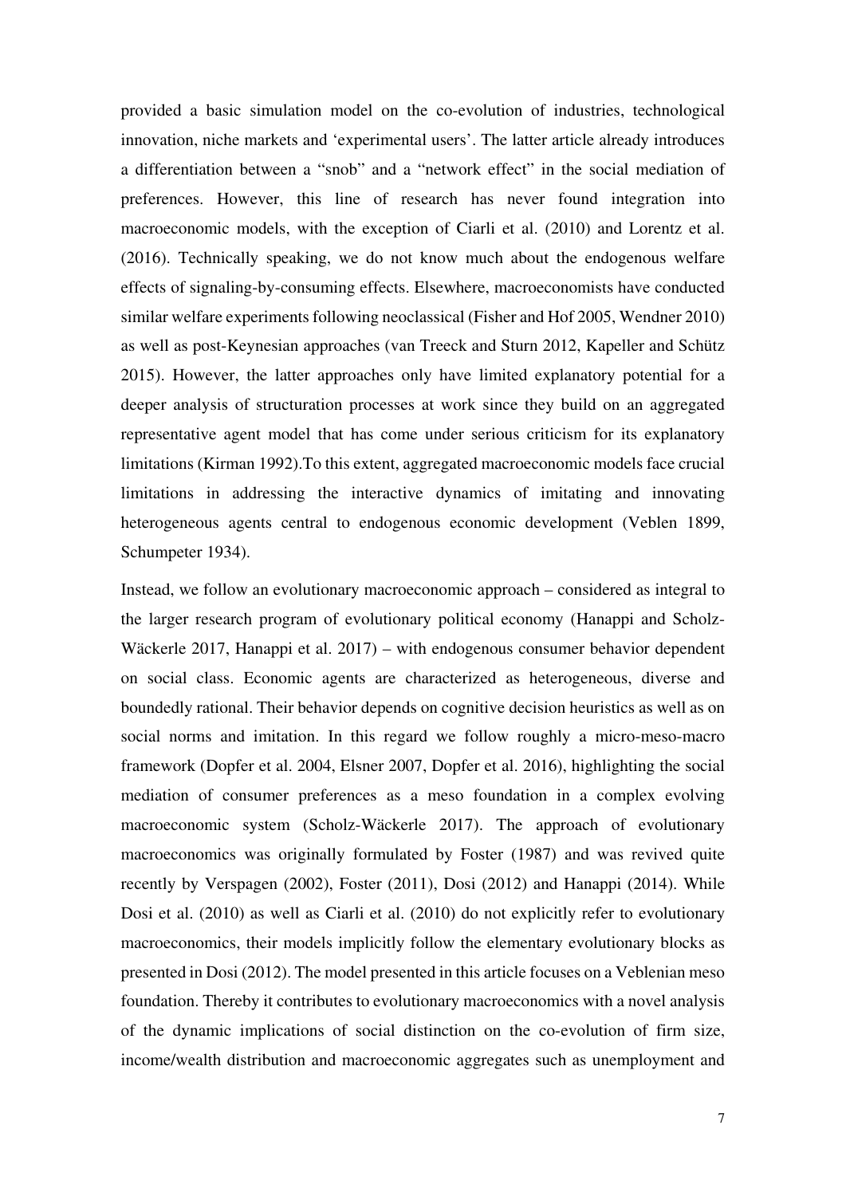provided a basic simulation model on the co-evolution of industries, technological innovation, niche markets and 'experimental users'. The latter article already introduces a differentiation between a "snob" and a "network effect" in the social mediation of preferences. However, this line of research has never found integration into macroeconomic models, with the exception of Ciarli et al. (2010) and Lorentz et al. (2016). Technically speaking, we do not know much about the endogenous welfare effects of signaling-by-consuming effects. Elsewhere, macroeconomists have conducted similar welfare experiments following neoclassical (Fisher and Hof 2005, Wendner 2010) as well as post-Keynesian approaches (van Treeck and Sturn 2012, Kapeller and Schütz 2015). However, the latter approaches only have limited explanatory potential for a deeper analysis of structuration processes at work since they build on an aggregated representative agent model that has come under serious criticism for its explanatory limitations (Kirman 1992).To this extent, aggregated macroeconomic models face crucial limitations in addressing the interactive dynamics of imitating and innovating heterogeneous agents central to endogenous economic development (Veblen 1899, Schumpeter 1934).

Instead, we follow an evolutionary macroeconomic approach – considered as integral to the larger research program of evolutionary political economy (Hanappi and Scholz-Wäckerle 2017, Hanappi et al. 2017) – with endogenous consumer behavior dependent on social class. Economic agents are characterized as heterogeneous, diverse and boundedly rational. Their behavior depends on cognitive decision heuristics as well as on social norms and imitation. In this regard we follow roughly a micro-meso-macro framework (Dopfer et al. 2004, Elsner 2007, Dopfer et al. 2016), highlighting the social mediation of consumer preferences as a meso foundation in a complex evolving macroeconomic system (Scholz-Wäckerle 2017). The approach of evolutionary macroeconomics was originally formulated by Foster (1987) and was revived quite recently by Verspagen (2002), Foster (2011), Dosi (2012) and Hanappi (2014). While Dosi et al. (2010) as well as Ciarli et al. (2010) do not explicitly refer to evolutionary macroeconomics, their models implicitly follow the elementary evolutionary blocks as presented in Dosi (2012). The model presented in this article focuses on a Veblenian meso foundation. Thereby it contributes to evolutionary macroeconomics with a novel analysis of the dynamic implications of social distinction on the co-evolution of firm size, income/wealth distribution and macroeconomic aggregates such as unemployment and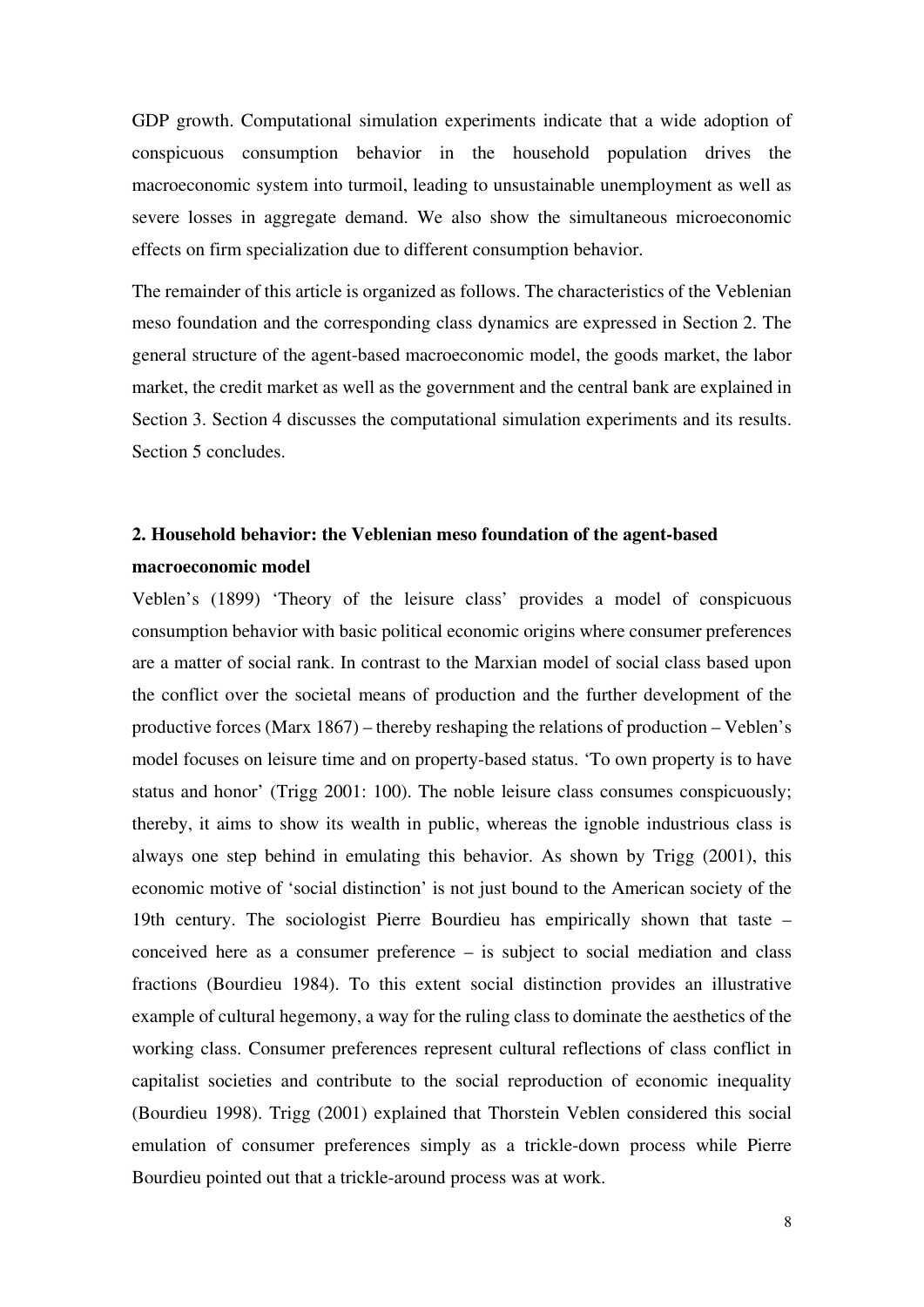GDP growth. Computational simulation experiments indicate that a wide adoption of conspicuous consumption behavior in the household population drives the macroeconomic system into turmoil, leading to unsustainable unemployment as well as severe losses in aggregate demand. We also show the simultaneous microeconomic effects on firm specialization due to different consumption behavior.

The remainder of this article is organized as follows. The characteristics of the Veblenian meso foundation and the corresponding class dynamics are expressed in Section 2. The general structure of the agent-based macroeconomic model, the goods market, the labor market, the credit market as well as the government and the central bank are explained in Section 3. Section 4 discusses the computational simulation experiments and its results. Section 5 concludes.

## 2. Household behavior: the Veblenian meso foundation of the agent-based macroeconomic model

Veblen's (1899) 'Theory of the leisure class' provides a model of conspicuous consumption behavior with basic political economic origins where consumer preferences are a matter of social rank. In contrast to the Marxian model of social class based upon the conflict over the societal means of production and the further development of the productive forces (Marx 1867) – thereby reshaping the relations of production – Veblen's model focuses on leisure time and on property-based status. 'To own property is to have status and honor' (Trigg 2001: 100). The noble leisure class consumes conspicuously; thereby, it aims to show its wealth in public, whereas the ignoble industrious class is always one step behind in emulating this behavior. As shown by Trigg (2001), this economic motive of 'social distinction' is not just bound to the American society of the 19th century. The sociologist Pierre Bourdieu has empirically shown that taste – conceived here as a consumer preference – is subject to social mediation and class fractions (Bourdieu 1984). To this extent social distinction provides an illustrative example of cultural hegemony, a way for the ruling class to dominate the aesthetics of the working class. Consumer preferences represent cultural reflections of class conflict in capitalist societies and contribute to the social reproduction of economic inequality (Bourdieu 1998). Trigg (2001) explained that Thorstein Veblen considered this social emulation of consumer preferences simply as a trickle-down process while Pierre Bourdieu pointed out that a trickle-around process was at work.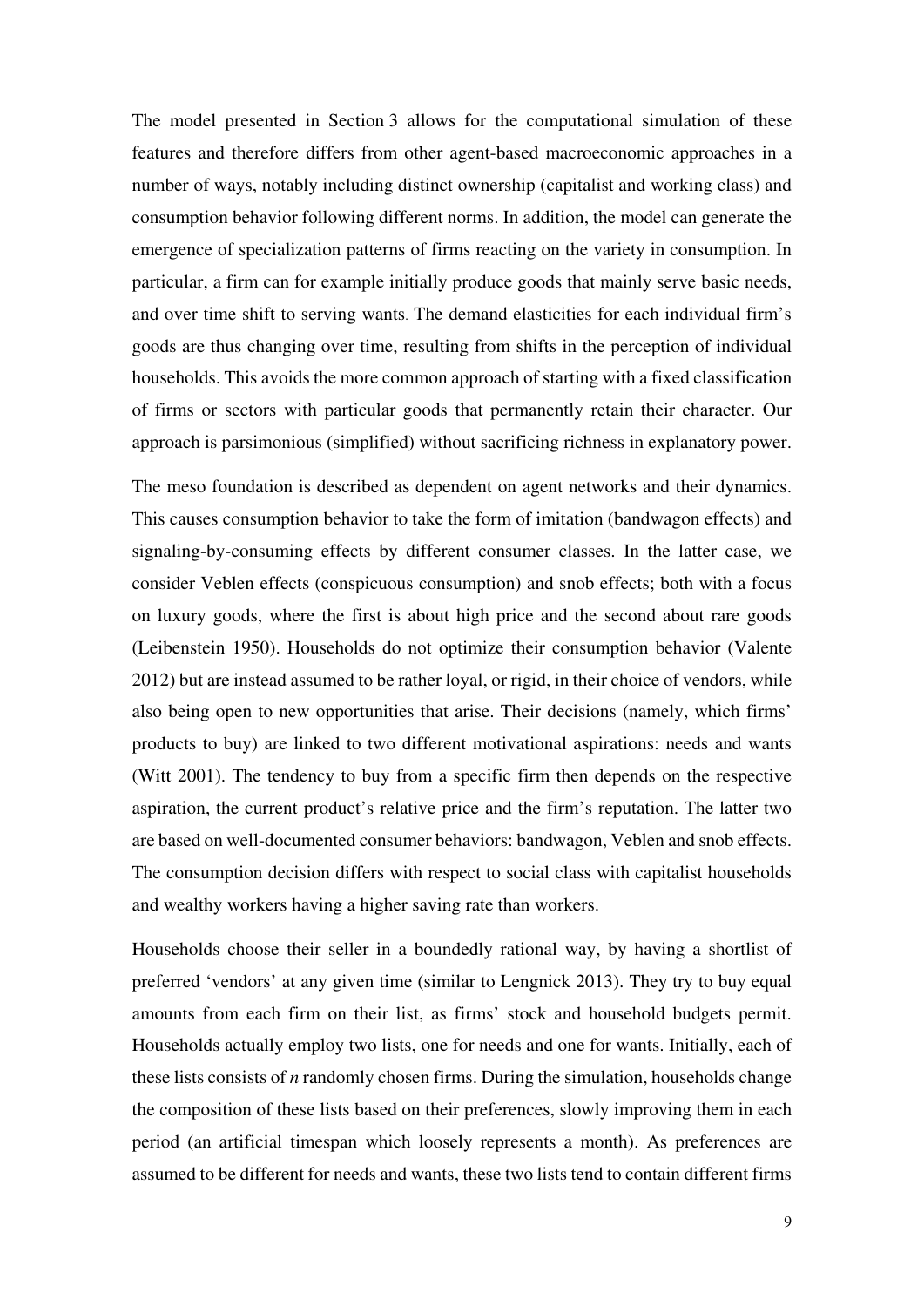The model presented in Section 3 allows for the computational simulation of these features and therefore differs from other agent-based macroeconomic approaches in a number of ways, notably including distinct ownership (capitalist and working class) and consumption behavior following different norms. In addition, the model can generate the emergence of specialization patterns of firms reacting on the variety in consumption. In particular, a firm can for example initially produce goods that mainly serve basic needs, and over time shift to serving wants. The demand elasticities for each individual firm's goods are thus changing over time, resulting from shifts in the perception of individual households. This avoids the more common approach of starting with a fixed classification of firms or sectors with particular goods that permanently retain their character. Our approach is parsimonious (simplified) without sacrificing richness in explanatory power.

The meso foundation is described as dependent on agent networks and their dynamics. This causes consumption behavior to take the form of imitation (bandwagon effects) and signaling-by-consuming effects by different consumer classes. In the latter case, we consider Veblen effects (conspicuous consumption) and snob effects; both with a focus on luxury goods, where the first is about high price and the second about rare goods (Leibenstein 1950). Households do not optimize their consumption behavior (Valente 2012) but are instead assumed to be rather loyal, or rigid, in their choice of vendors, while also being open to new opportunities that arise. Their decisions (namely, which firms' products to buy) are linked to two different motivational aspirations: needs and wants (Witt 2001). The tendency to buy from a specific firm then depends on the respective aspiration, the current product's relative price and the firm's reputation. The latter two are based on well-documented consumer behaviors: bandwagon, Veblen and snob effects. The consumption decision differs with respect to social class with capitalist households and wealthy workers having a higher saving rate than workers.

Households choose their seller in a boundedly rational way, by having a shortlist of preferred 'vendors' at any given time (similar to Lengnick 2013). They try to buy equal amounts from each firm on their list, as firms' stock and household budgets permit. Households actually employ two lists, one for needs and one for wants. Initially, each of these lists consists of $n$ randomly chosen firms. During the simulation, households change the composition of these lists based on their preferences, slowly improving them in each period (an artificial timespan which loosely represents a month). As preferences are assumed to be different for needs and wants, these two lists tend to contain different firms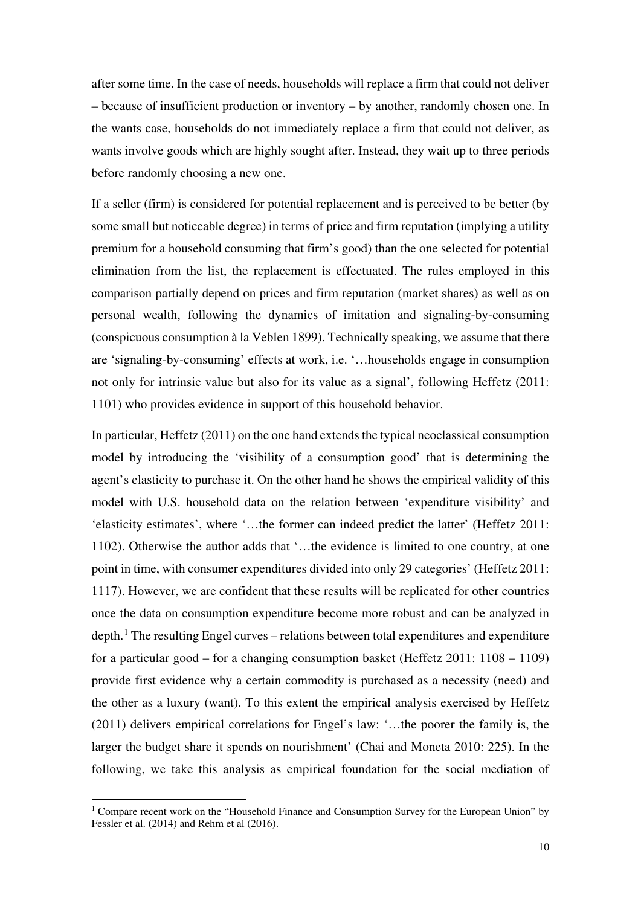after some time. In the case of needs, households will replace a firm that could not deliver – because of insufficient production or inventory – by another, randomly chosen one. In the wants case, households do not immediately replace a firm that could not deliver, as wants involve goods which are highly sought after. Instead, they wait up to three periods before randomly choosing a new one.

If a seller (firm) is considered for potential replacement and is perceived to be better (by some small but noticeable degree) in terms of price and firm reputation (implying a utility premium for a household consuming that firm's good) than the one selected for potential elimination from the list, the replacement is effectuated. The rules employed in this comparison partially depend on prices and firm reputation (market shares) as well as on personal wealth, following the dynamics of imitation and signaling-by-consuming (conspicuous consumption à la Veblen 1899). Technically speaking, we assume that there are 'signaling-by-consuming' effects at work, i.e. '…households engage in consumption not only for intrinsic value but also for its value as a signal', following Heffetz (2011: 1101) who provides evidence in support of this household behavior.

In particular, Heffetz (2011) on the one hand extends the typical neoclassical consumption model by introducing the 'visibility of a consumption good' that is determining the agent's elasticity to purchase it. On the other hand he shows the empirical validity of this model with U.S. household data on the relation between 'expenditure visibility' and 'elasticity estimates', where '…the former can indeed predict the latter' (Heffetz 2011: 1102). Otherwise the author adds that '…the evidence is limited to one country, at one point in time, with consumer expenditures divided into only 29 categories' (Heffetz 2011: 1117). However, we are confident that these results will be replicated for other countries once the data on consumption expenditure become more robust and can be analyzed in depth.[1] The resulting Engel curves – relations between total expenditures and expenditure for a particular good – for a changing consumption basket (Heffetz 2011: 1108 – 1109) provide first evidence why a certain commodity is purchased as a necessity (need) and the other as a luxury (want). To this extent the empirical analysis exercised by Heffetz (2011) delivers empirical correlations for Engel's law: '…the poorer the family is, the larger the budget share it spends on nourishment' (Chai and Moneta 2010: 225). In the following, we take this analysis as empirical foundation for the social mediation of

[1] Compare recent work on the "Household Finance and Consumption Survey for the European Union" by Fessler et al. (2014) and Rehm et al (2016).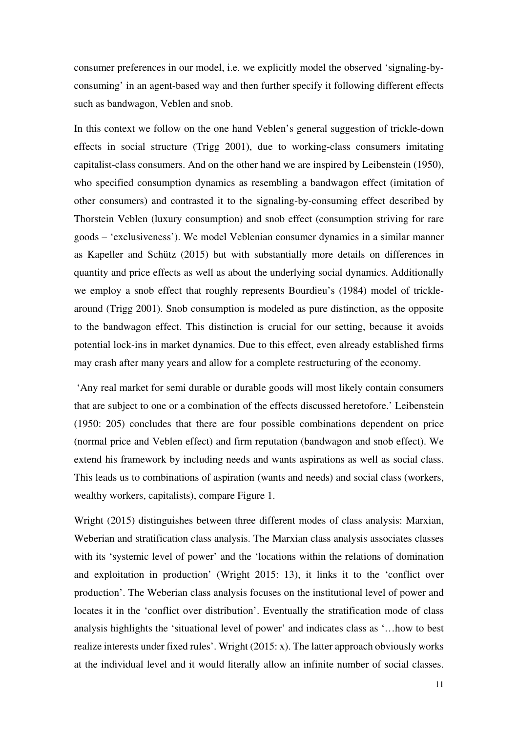consumer preferences in our model, i.e. we explicitly model the observed 'signaling-by-consuming' in an agent-based way and then further specify it following different effects such as bandwagon, Veblen and snob.

In this context we follow on the one hand Veblen's general suggestion of trickle-down effects in social structure (Trigg 2001), due to working-class consumers imitating capitalist-class consumers. And on the other hand we are inspired by Leibenstein (1950), who specified consumption dynamics as resembling a bandwagon effect (imitation of other consumers) and contrasted it to the signaling-by-consuming effect described by Thorstein Veblen (luxury consumption) and snob effect (consumption striving for rare goods – 'exclusiveness'). We model Veblenian consumer dynamics in a similar manner as Kapeller and Schütz (2015) but with substantially more details on differences in quantity and price effects as well as about the underlying social dynamics. Additionally we employ a snob effect that roughly represents Bourdieu's (1984) model of trickle-around (Trigg 2001). Snob consumption is modeled as pure distinction, as the opposite to the bandwagon effect. This distinction is crucial for our setting, because it avoids potential lock-ins in market dynamics. Due to this effect, even already established firms may crash after many years and allow for a complete restructuring of the economy.

'Any real market for semi durable or durable goods will most likely contain consumers that are subject to one or a combination of the effects discussed heretofore.' Leibenstein (1950: 205) concludes that there are four possible combinations dependent on price (normal price and Veblen effect) and firm reputation (bandwagon and snob effect). We extend his framework by including needs and wants aspirations as well as social class. This leads us to combinations of aspiration (wants and needs) and social class (workers, wealthy workers, capitalists), compare Figure 1.

Wright (2015) distinguishes between three different modes of class analysis: Marxian, Weberian and stratification class analysis. The Marxian class analysis associates classes with its 'systemic level of power' and the 'locations within the relations of domination and exploitation in production' (Wright 2015: 13), it links it to the 'conflict over production'. The Weberian class analysis focuses on the institutional level of power and locates it in the 'conflict over distribution'. Eventually the stratification mode of class analysis highlights the 'situational level of power' and indicates class as '…how to best realize interests under fixed rules'. Wright (2015: x). The latter approach obviously works at the individual level and it would literally allow an infinite number of social classes.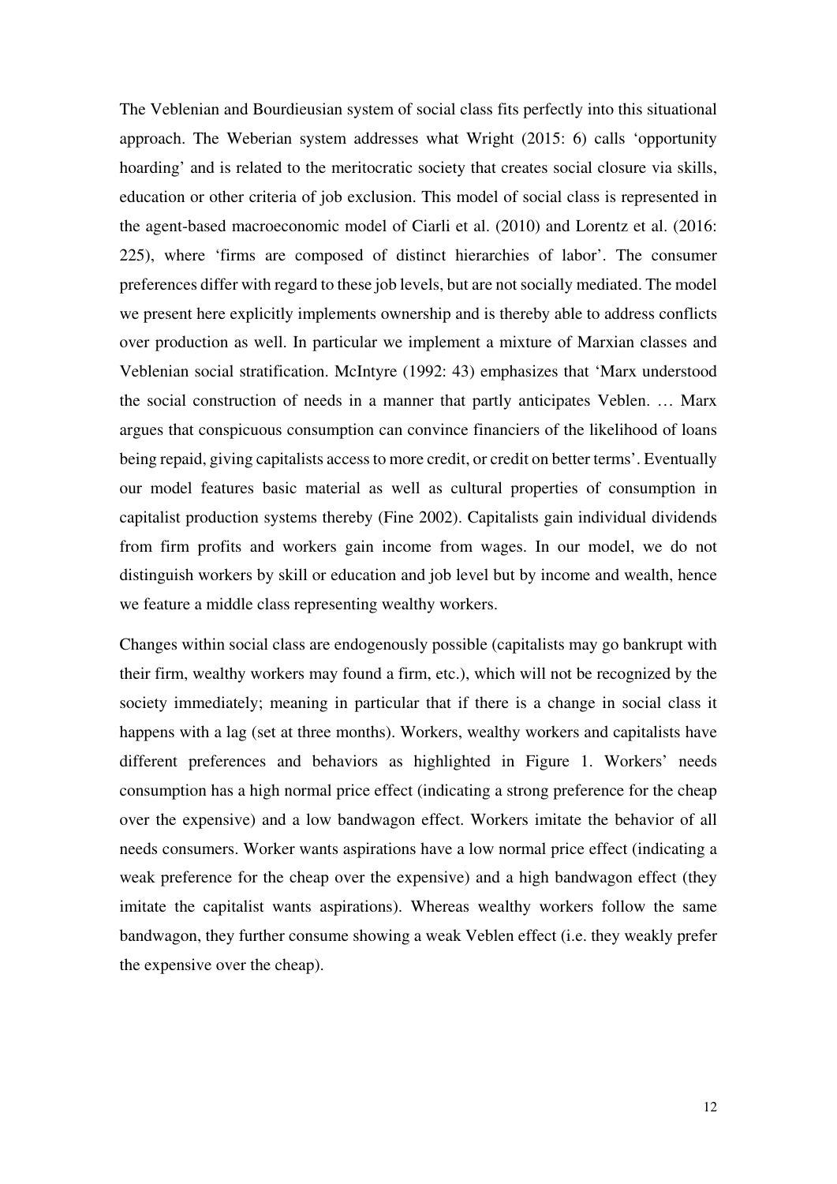The Veblenian and Bourdieusian system of social class fits perfectly into this situational approach. The Weberian system addresses what Wright (2015: 6) calls 'opportunity hoarding' and is related to the meritocratic society that creates social closure via skills, education or other criteria of job exclusion. This model of social class is represented in the agent-based macroeconomic model of Ciarli et al. (2010) and Lorentz et al. (2016: 225), where 'firms are composed of distinct hierarchies of labor'. The consumer preferences differ with regard to these job levels, but are not socially mediated. The model we present here explicitly implements ownership and is thereby able to address conflicts over production as well. In particular we implement a mixture of Marxian classes and Veblenian social stratification. McIntyre (1992: 43) emphasizes that 'Marx understood the social construction of needs in a manner that partly anticipates Veblen. … Marx argues that conspicuous consumption can convince financiers of the likelihood of loans being repaid, giving capitalists access to more credit, or credit on better terms'. Eventually our model features basic material as well as cultural properties of consumption in capitalist production systems thereby (Fine 2002). Capitalists gain individual dividends from firm profits and workers gain income from wages. In our model, we do not distinguish workers by skill or education and job level but by income and wealth, hence we feature a middle class representing wealthy workers.

Changes within social class are endogenously possible (capitalists may go bankrupt with their firm, wealthy workers may found a firm, etc.), which will not be recognized by the society immediately; meaning in particular that if there is a change in social class it happens with a lag (set at three months). Workers, wealthy workers and capitalists have different preferences and behaviors as highlighted in Figure 1. Workers' needs consumption has a high normal price effect (indicating a strong preference for the cheap over the expensive) and a low bandwagon effect. Workers imitate the behavior of all needs consumers. Worker wants aspirations have a low normal price effect (indicating a weak preference for the cheap over the expensive) and a high bandwagon effect (they imitate the capitalist wants aspirations). Whereas wealthy workers follow the same bandwagon, they further consume showing a weak Veblen effect (i.e. they weakly prefer the expensive over the cheap).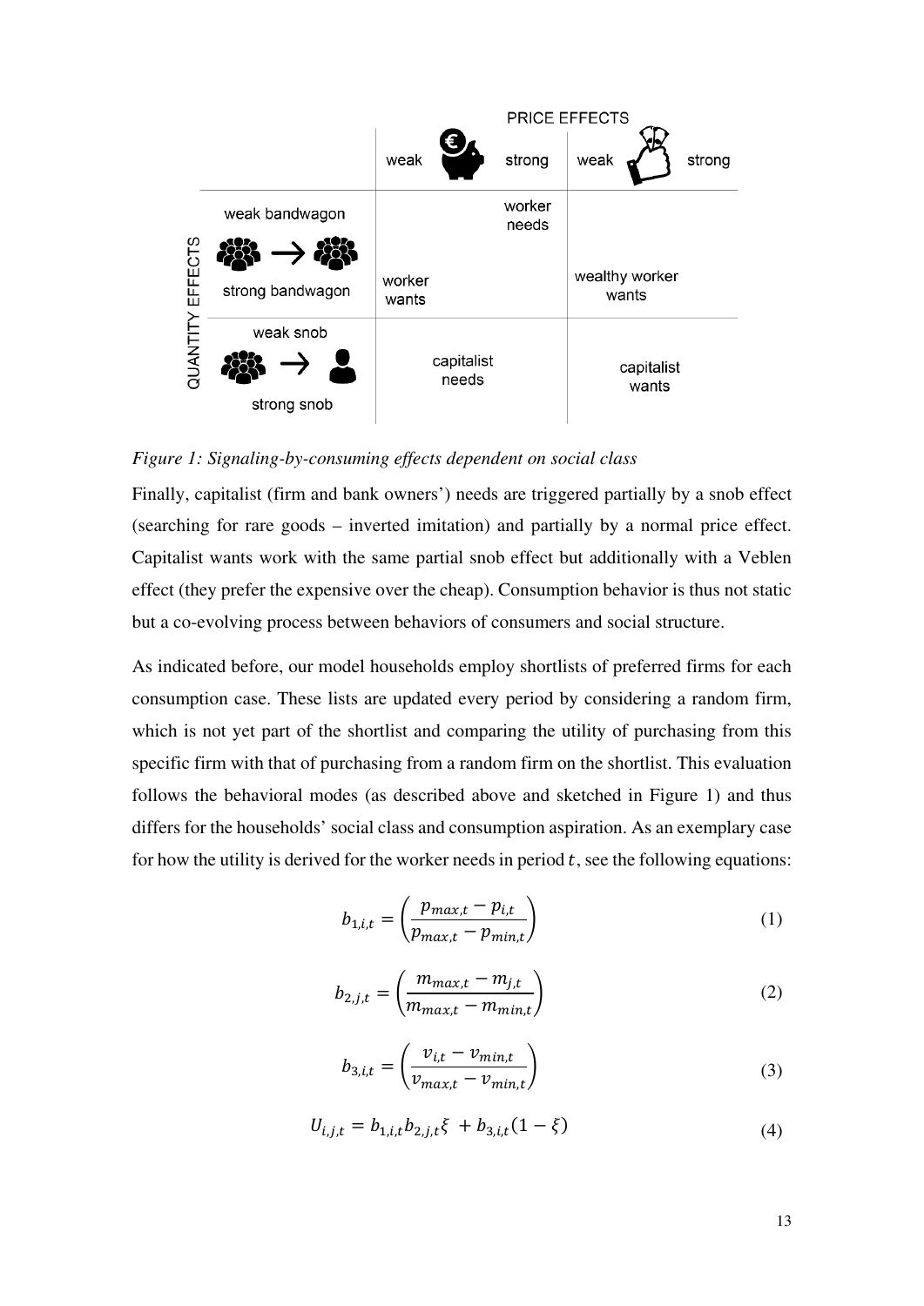PRICE EFFECTS

weak strong weak strong

QUANTITY EFFECTS

weak bandwagon

strong bandwagon

weak snob

strong snob

worker needs

worker wants

wealthy worker wants

capitalist needs

capitalist wants

*Figure 1: Signaling-by-consuming effects dependent on social class*

Finally, capitalist (firm and bank owners') needs are triggered partially by a snob effect (searching for rare goods – inverted imitation) and partially by a normal price effect. Capitalist wants work with the same partial snob effect but additionally with a Veblen effect (they prefer the expensive over the cheap). Consumption behavior is thus not static but a co-evolving process between behaviors of consumers and social structure.

As indicated before, our model households employ shortlists of preferred firms for each consumption case. These lists are updated every period by considering a random firm, which is not yet part of the shortlist and comparing the utility of purchasing from this specific firm with that of purchasing from a random firm on the shortlist. This evaluation follows the behavioral modes (as described above and sketched in Figure 1) and thus differs for the households' social class and consumption aspiration. As an exemplary case for how the utility is derived for the worker needs in period $t$, see the following equations:

$$b_{1,i,t} = \left( \frac{p_{max,t} - p_{i,t}}{p_{max,t} - p_{min,t}} \right) \tag{1}$$

$$b_{2,j,t} = \left( \frac{m_{max,t} - m_{j,t}}{m_{max,t} - m_{min,t}} \right) \tag{2}$$

$$b_{3,i,t} = \left( \frac{v_{i,t} - v_{min,t}}{v_{max,t} - v_{min,t}} \right) \tag{3}$$

$$U_{i,j,t} = b_{1,i,t} b_{2,j,t} \xi + b_{3,i,t}(1 - \xi) \tag{4}$$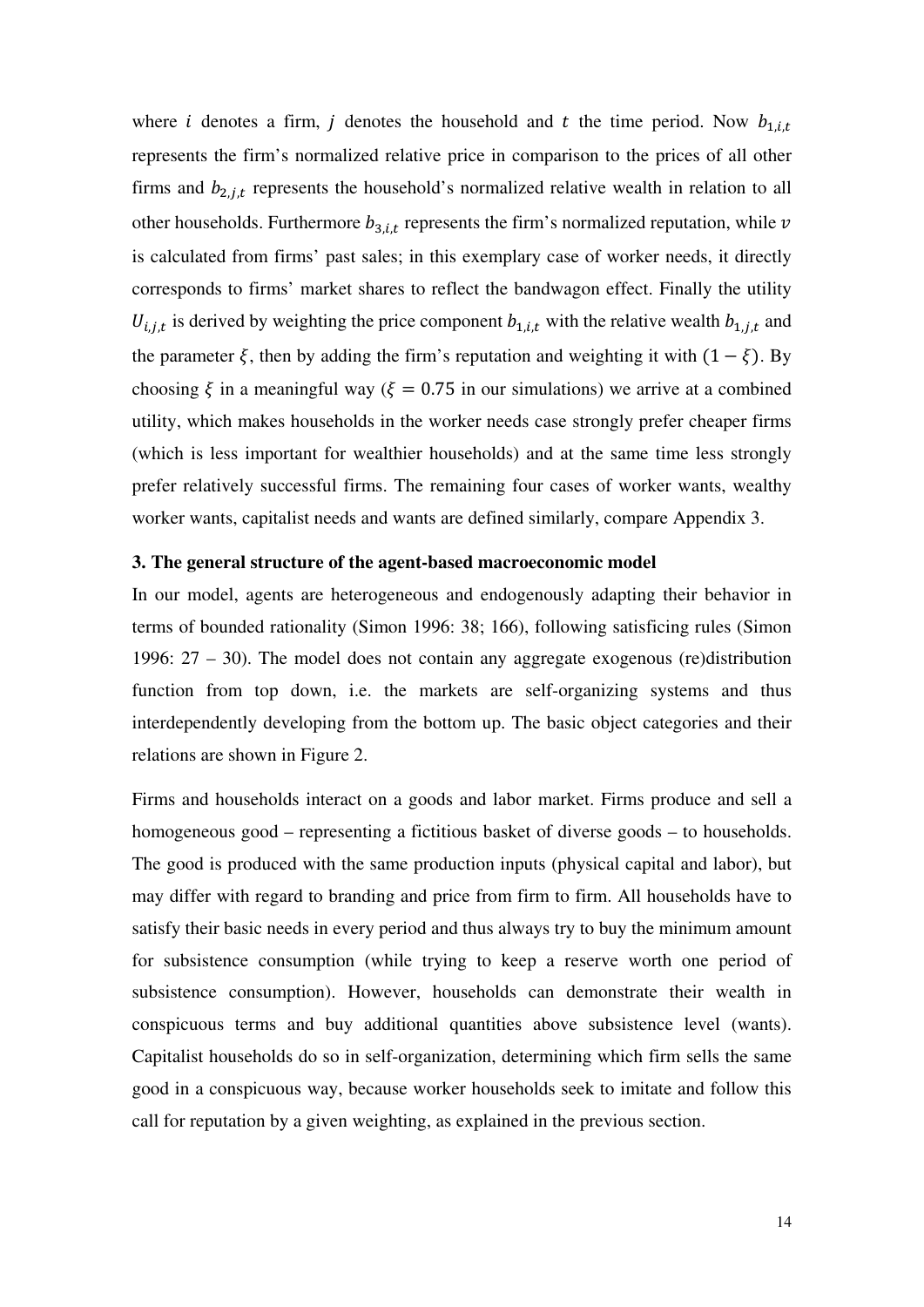where $i$ denotes a firm, $j$ denotes the household and $t$ the time period. Now $b_{1,i,t}$ represents the firm's normalized relative price in comparison to the prices of all other firms and $b_{2,j,t}$ represents the household's normalized relative wealth in relation to all other households. Furthermore $b_{3,i,t}$ represents the firm's normalized reputation, while $v$ is calculated from firms' past sales; in this exemplary case of worker needs, it directly corresponds to firms' market shares to reflect the bandwagon effect. Finally the utility $U_{i,j,t}$ is derived by weighting the price component $b_{1,i,t}$ with the relative wealth $b_{1,j,t}$ and the parameter $\xi$, then by adding the firm's reputation and weighting it with $(1 - \xi)$. By choosing $\xi$ in a meaningful way ($\xi = 0.75$ in our simulations) we arrive at a combined utility, which makes households in the worker needs case strongly prefer cheaper firms (which is less important for wealthier households) and at the same time less strongly prefer relatively successful firms. The remaining four cases of worker wants, wealthy worker wants, capitalist needs and wants are defined similarly, compare Appendix 3.

## 3. The general structure of the agent-based macroeconomic model

In our model, agents are heterogeneous and endogenously adapting their behavior in terms of bounded rationality (Simon 1996: 38; 166), following satisficing rules (Simon 1996: 27 – 30). The model does not contain any aggregate exogenous (re)distribution function from top down, i.e. the markets are self-organizing systems and thus interdependently developing from the bottom up. The basic object categories and their relations are shown in Figure 2.

Firms and households interact on a goods and labor market. Firms produce and sell a homogeneous good – representing a fictitious basket of diverse goods – to households. The good is produced with the same production inputs (physical capital and labor), but may differ with regard to branding and price from firm to firm. All households have to satisfy their basic needs in every period and thus always try to buy the minimum amount for subsistence consumption (while trying to keep a reserve worth one period of subsistence consumption). However, households can demonstrate their wealth in conspicuous terms and buy additional quantities above subsistence level (wants). Capitalist households do so in self-organization, determining which firm sells the same good in a conspicuous way, because worker households seek to imitate and follow this call for reputation by a given weighting, as explained in the previous section.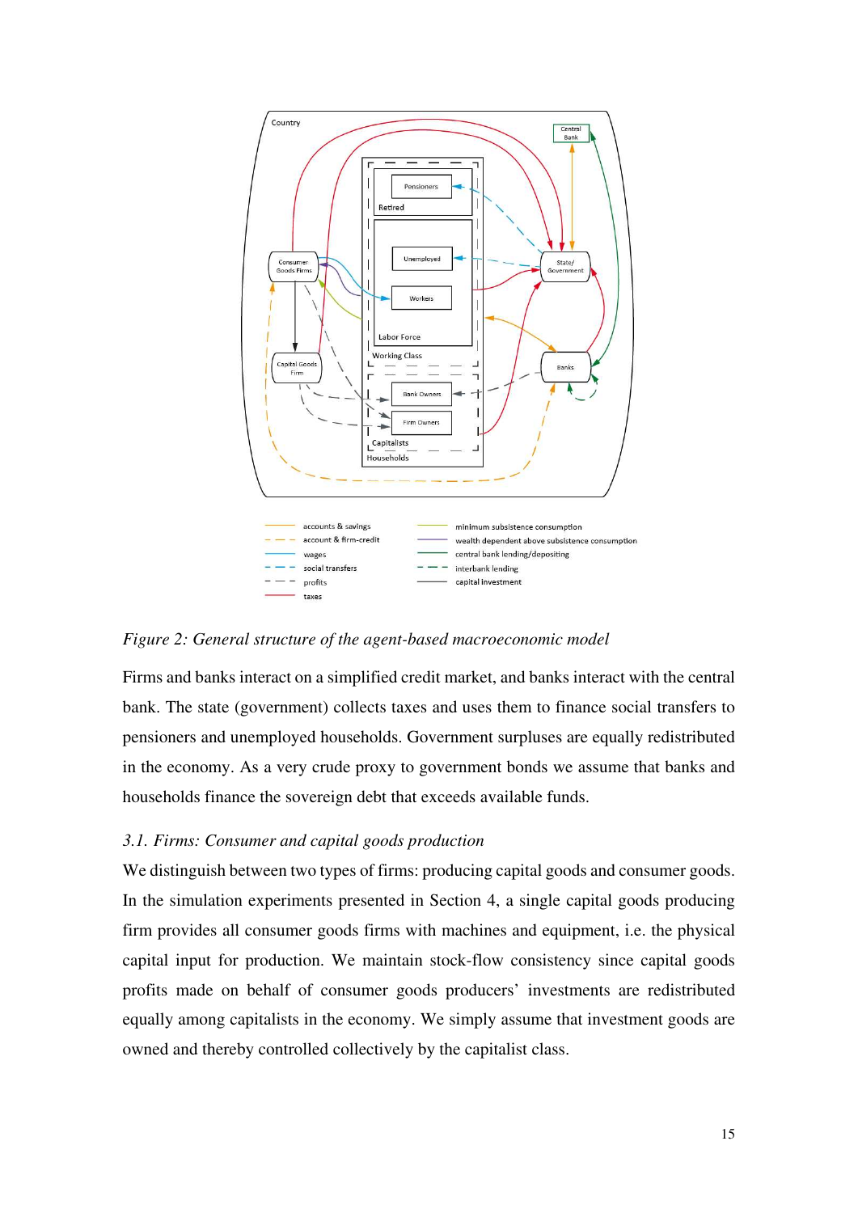Country

Central Bank

Pensioners

Retired

Consumer Goods Firms

Unemployed

State/ Government

Workers

Labor Force

Working Class

Capital Goods Firm

Banks

Bank Owners

Firm Owners

Capitalists

Households

accounts & savings
account & firm-credit
wages
social transfers
profits
taxes
minimum subsistence consumption
wealth dependent above subsistence consumption
central bank lending/depositing
interbank lending
capital investment

*Figure 2: General structure of the agent-based macroeconomic model*

Firms and banks interact on a simplified credit market, and banks interact with the central bank. The state (government) collects taxes and uses them to finance social transfers to pensioners and unemployed households. Government surpluses are equally redistributed in the economy. As a very crude proxy to government bonds we assume that banks and households finance the sovereign debt that exceeds available funds.

### *3.1. Firms: Consumer and capital goods production*

We distinguish between two types of firms: producing capital goods and consumer goods. In the simulation experiments presented in Section 4, a single capital goods producing firm provides all consumer goods firms with machines and equipment, i.e. the physical capital input for production. We maintain stock-flow consistency since capital goods profits made on behalf of consumer goods producers' investments are redistributed equally among capitalists in the economy. We simply assume that investment goods are owned and thereby controlled collectively by the capitalist class.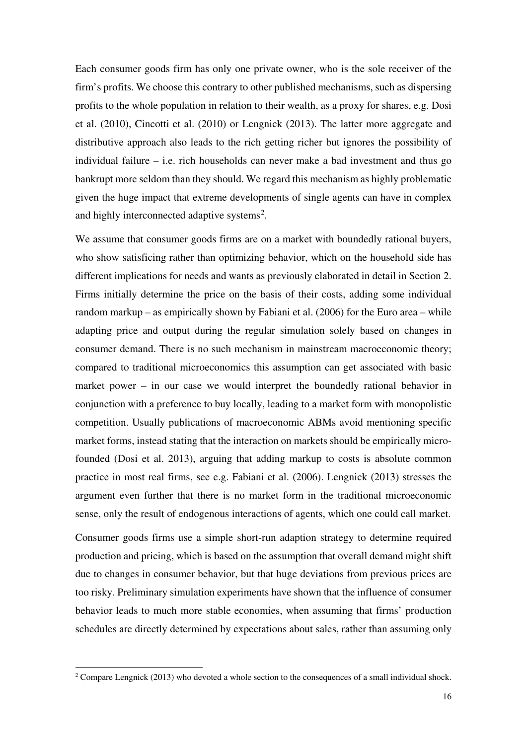Each consumer goods firm has only one private owner, who is the sole receiver of the firm's profits. We choose this contrary to other published mechanisms, such as dispersing profits to the whole population in relation to their wealth, as a proxy for shares, e.g. Dosi et al. (2010), Cincotti et al. (2010) or Lengnick (2013). The latter more aggregate and distributive approach also leads to the rich getting richer but ignores the possibility of individual failure – i.e. rich households can never make a bad investment and thus go bankrupt more seldom than they should. We regard this mechanism as highly problematic given the huge impact that extreme developments of single agents can have in complex and highly interconnected adaptive systems[2].

We assume that consumer goods firms are on a market with boundedly rational buyers, who show satisficing rather than optimizing behavior, which on the household side has different implications for needs and wants as previously elaborated in detail in Section 2. Firms initially determine the price on the basis of their costs, adding some individual random markup – as empirically shown by Fabiani et al. (2006) for the Euro area – while adapting price and output during the regular simulation solely based on changes in consumer demand. There is no such mechanism in mainstream macroeconomic theory; compared to traditional microeconomics this assumption can get associated with basic market power – in our case we would interpret the boundedly rational behavior in conjunction with a preference to buy locally, leading to a market form with monopolistic competition. Usually publications of macroeconomic ABMs avoid mentioning specific market forms, instead stating that the interaction on markets should be empirically micro-founded (Dosi et al. 2013), arguing that adding markup to costs is absolute common practice in most real firms, see e.g. Fabiani et al. (2006). Lengnick (2013) stresses the argument even further that there is no market form in the traditional microeconomic sense, only the result of endogenous interactions of agents, which one could call market.

Consumer goods firms use a simple short-run adaption strategy to determine required production and pricing, which is based on the assumption that overall demand might shift due to changes in consumer behavior, but that huge deviations from previous prices are too risky. Preliminary simulation experiments have shown that the influence of consumer behavior leads to much more stable economies, when assuming that firms' production schedules are directly determined by expectations about sales, rather than assuming only

[2] Compare Lengnick (2013) who devoted a whole section to the consequences of a small individual shock.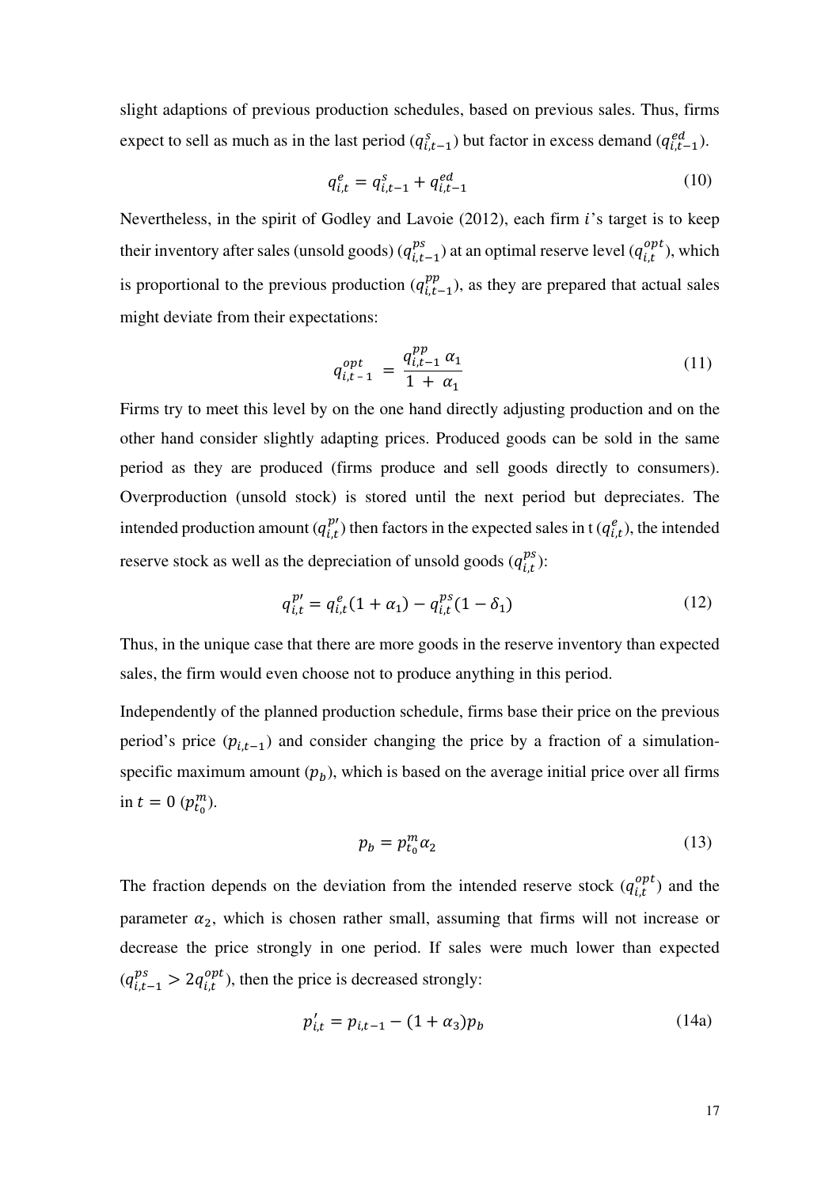slight adaptions of previous production schedules, based on previous sales. Thus, firms expect to sell as much as in the last period ($q^{s}_{i,t-1}$) but factor in excess demand ($q^{ed}_{i,t-1}$).

$$q^{e}_{i,t} = q^{s}_{i,t-1} + q^{ed}_{i,t-1} \tag{10}$$

Nevertheless, in the spirit of Godley and Lavoie (2012), each firm $i$'s target is to keep their inventory after sales (unsold goods) ($q^{ps}_{i,t-1}$) at an optimal reserve level ($q^{opt}_{i,t}$), which is proportional to the previous production ($q^{pp}_{i,t-1}$), as they are prepared that actual sales might deviate from their expectations:

$$q^{opt}_{i,t-1} = \frac{q^{pp}_{i,t-1}\,\alpha_1}{1 + \alpha_1} \tag{11}$$

Firms try to meet this level by on the one hand directly adjusting production and on the other hand consider slightly adapting prices. Produced goods can be sold in the same period as they are produced (firms produce and sell goods directly to consumers). Overproduction (unsold stock) is stored until the next period but depreciates. The intended production amount ($q^{p\prime}_{i,t}$) then factors in the expected sales in t ($q^{e}_{i,t}$), the intended reserve stock as well as the depreciation of unsold goods ($q^{ps}_{i,t}$):

$$q^{p\prime}_{i,t} = q^{e}_{i,t}(1 + \alpha_1) - q^{ps}_{i,t}(1 - \delta_1) \tag{12}$$

Thus, in the unique case that there are more goods in the reserve inventory than expected sales, the firm would even choose not to produce anything in this period.

Independently of the planned production schedule, firms base their price on the previous period's price ($p_{i,t-1}$) and consider changing the price by a fraction of a simulation-specific maximum amount ($p_b$), which is based on the average initial price over all firms in $t = 0$ ($p^{m}_{t_0}$).

$$p_b = p^{m}_{t_0}\alpha_2 \tag{13}$$

The fraction depends on the deviation from the intended reserve stock ($q^{opt}_{i,t}$) and the parameter $\alpha_2$, which is chosen rather small, assuming that firms will not increase or decrease the price strongly in one period. If sales were much lower than expected ($q^{ps}_{i,t-1} > 2q^{opt}_{i,t}$), then the price is decreased strongly:

$$p^{\prime}_{i,t} = p_{i,t-1} - (1 + \alpha_3)p_b \tag{14a}$$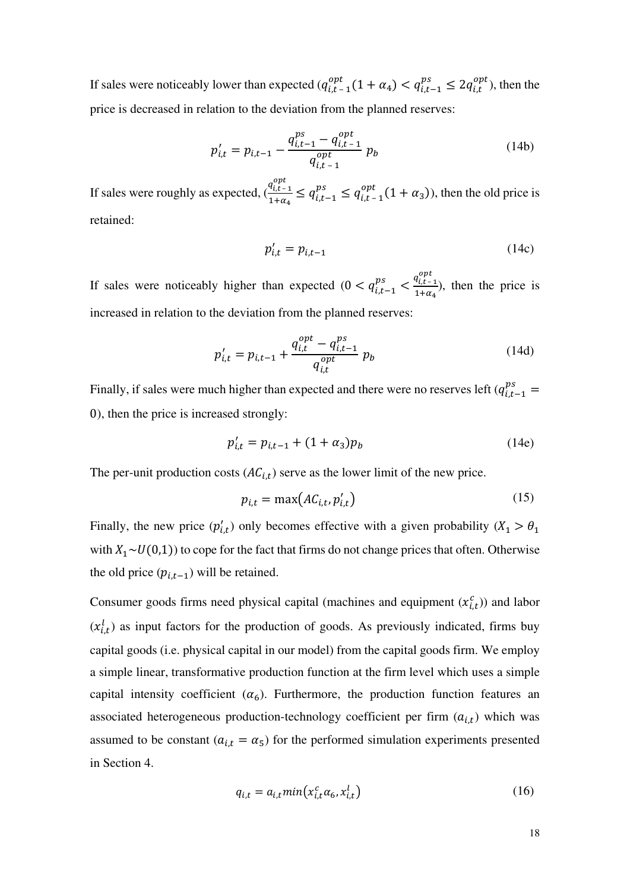If sales were noticeably lower than expected ($q_{i,t-1}^{opt}(1+\alpha_4) < q_{i,t-1}^{ps} \leq 2q_{i,t}^{opt}$), then the price is decreased in relation to the deviation from the planned reserves:

$$p'_{i,t} = p_{i,t-1} - \frac{q_{i,t-1}^{ps} - q_{i,t-1}^{opt}}{q_{i,t-1}^{opt}} \, p_b \tag{14b}$$

If sales were roughly as expected, ($\frac{q_{i,t-1}^{opt}}{1+\alpha_4} \leq q_{i,t-1}^{ps} \leq q_{i,t-1}^{opt}(1+\alpha_3)$), then the old price is retained:

$$p'_{i,t} = p_{i,t-1} \tag{14c}$$

If sales were noticeably higher than expected ($0 < q_{i,t-1}^{ps} < \frac{q_{i,t-1}^{opt}}{1+\alpha_4}$), then the price is increased in relation to the deviation from the planned reserves:

$$p'_{i,t} = p_{i,t-1} + \frac{q_{i,t}^{opt} - q_{i,t-1}^{ps}}{q_{i,t}^{opt}} \, p_b \tag{14d}$$

Finally, if sales were much higher than expected and there were no reserves left ($q_{i,t-1}^{ps} = 0$), then the price is increased strongly:

$$p'_{i,t} = p_{i,t-1} + (1+\alpha_3)p_b \tag{14e}$$

The per-unit production costs ($AC_{i,t}$) serve as the lower limit of the new price.

$$p_{i,t} = \max\left(AC_{i,t}, p'_{i,t}\right) \tag{15}$$

Finally, the new price ($p'_{i,t}$) only becomes effective with a given probability ($X_1 > \theta_1$ with $X_1 \sim U(0,1)$) to cope for the fact that firms do not change prices that often. Otherwise the old price ($p_{i,t-1}$) will be retained.

Consumer goods firms need physical capital (machines and equipment ($x_{i,t}^c$)) and labor ($x_{i,t}^l$) as input factors for the production of goods. As previously indicated, firms buy capital goods (i.e. physical capital in our model) from the capital goods firm. We employ a simple linear, transformative production function at the firm level which uses a simple capital intensity coefficient ($\alpha_6$). Furthermore, the production function features an associated heterogeneous production-technology coefficient per firm ($a_{i,t}$) which was assumed to be constant ($a_{i,t} = \alpha_5$) for the performed simulation experiments presented in Section 4.

$$q_{i,t} = a_{i,t} \min\left(x_{i,t}^c \alpha_6, x_{i,t}^l\right) \tag{16}$$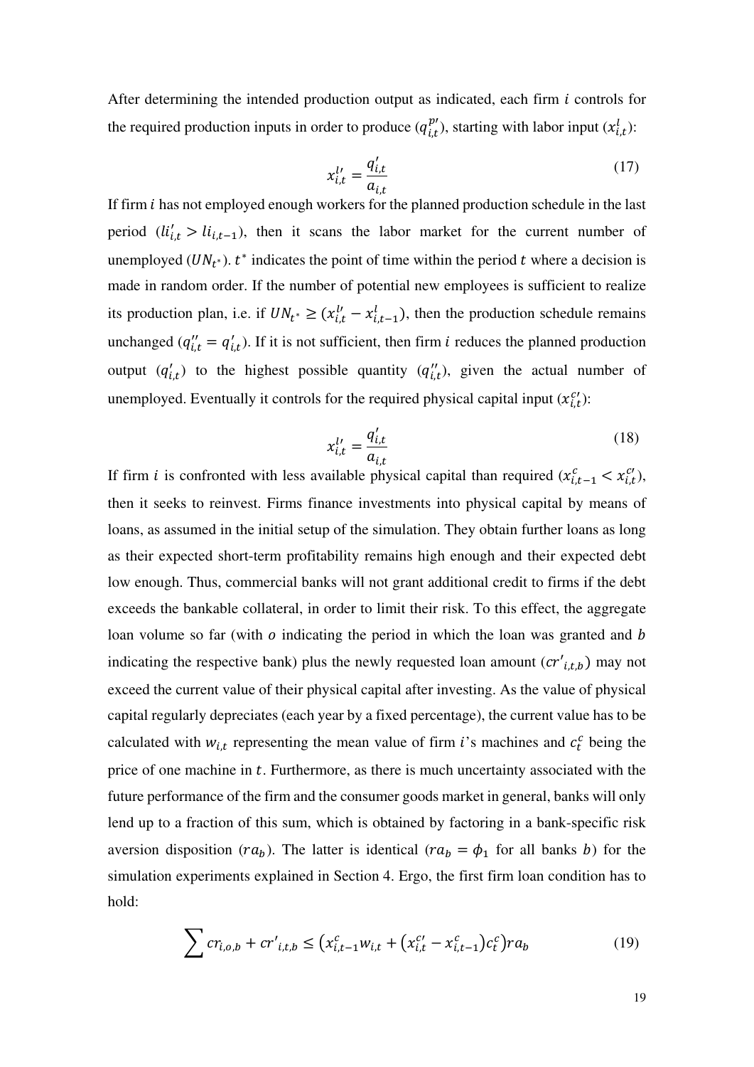After determining the intended production output as indicated, each firm $i$ controls for the required production inputs in order to produce ($q^{p\prime}_{i,t}$), starting with labor input ($x^{l}_{i,t}$):

$$x^{l\prime}_{i,t} = \frac{q^{\prime}_{i,t}}{a_{i,t}} \tag{17}$$

If firm $i$ has not employed enough workers for the planned production schedule in the last period ($li^{\prime}_{i,t} > li_{i,t-1}$), then it scans the labor market for the current number of unemployed ($UN_{t^*}$). $t^*$ indicates the point of time within the period $t$ where a decision is made in random order. If the number of potential new employees is sufficient to realize its production plan, i.e. if $UN_{t^*} \geq (x^{l\prime}_{i,t} - x^{l}_{i,t-1})$, then the production schedule remains unchanged ($q^{\prime\prime}_{i,t} = q^{\prime}_{i,t}$). If it is not sufficient, then firm $i$ reduces the planned production output ($q^{\prime}_{i,t}$) to the highest possible quantity ($q^{\prime\prime}_{i,t}$), given the actual number of unemployed. Eventually it controls for the required physical capital input ($x^{c\prime}_{i,t}$):

$$x^{l\prime}_{i,t} = \frac{q^{\prime}_{i,t}}{a_{i,t}} \tag{18}$$

If firm $i$ is confronted with less available physical capital than required ($x^{c}_{i,t-1} < x^{c\prime}_{i,t}$), then it seeks to reinvest. Firms finance investments into physical capital by means of loans, as assumed in the initial setup of the simulation. They obtain further loans as long as their expected short-term profitability remains high enough and their expected debt low enough. Thus, commercial banks will not grant additional credit to firms if the debt exceeds the bankable collateral, in order to limit their risk. To this effect, the aggregate loan volume so far (with $o$ indicating the period in which the loan was granted and $b$ indicating the respective bank) plus the newly requested loan amount ($cr^{\prime}_{i,t,b}$) may not exceed the current value of their physical capital after investing. As the value of physical capital regularly depreciates (each year by a fixed percentage), the current value has to be calculated with $w_{i,t}$ representing the mean value of firm $i$'s machines and $c^{c}_{t}$ being the price of one machine in $t$. Furthermore, as there is much uncertainty associated with the future performance of the firm and the consumer goods market in general, banks will only lend up to a fraction of this sum, which is obtained by factoring in a bank-specific risk aversion disposition ($ra_b$). The latter is identical ($ra_b = \phi_1$ for all banks $b$) for the simulation experiments explained in Section 4. Ergo, the first firm loan condition has to hold:

$$\sum cr_{i,o,b} + cr^{\prime}_{i,t,b} \leq \left(x^{c}_{i,t-1} w_{i,t} + \left(x^{c\prime}_{i,t} - x^{c}_{i,t-1}\right) c^{c}_{t}\right) ra_b \tag{19}$$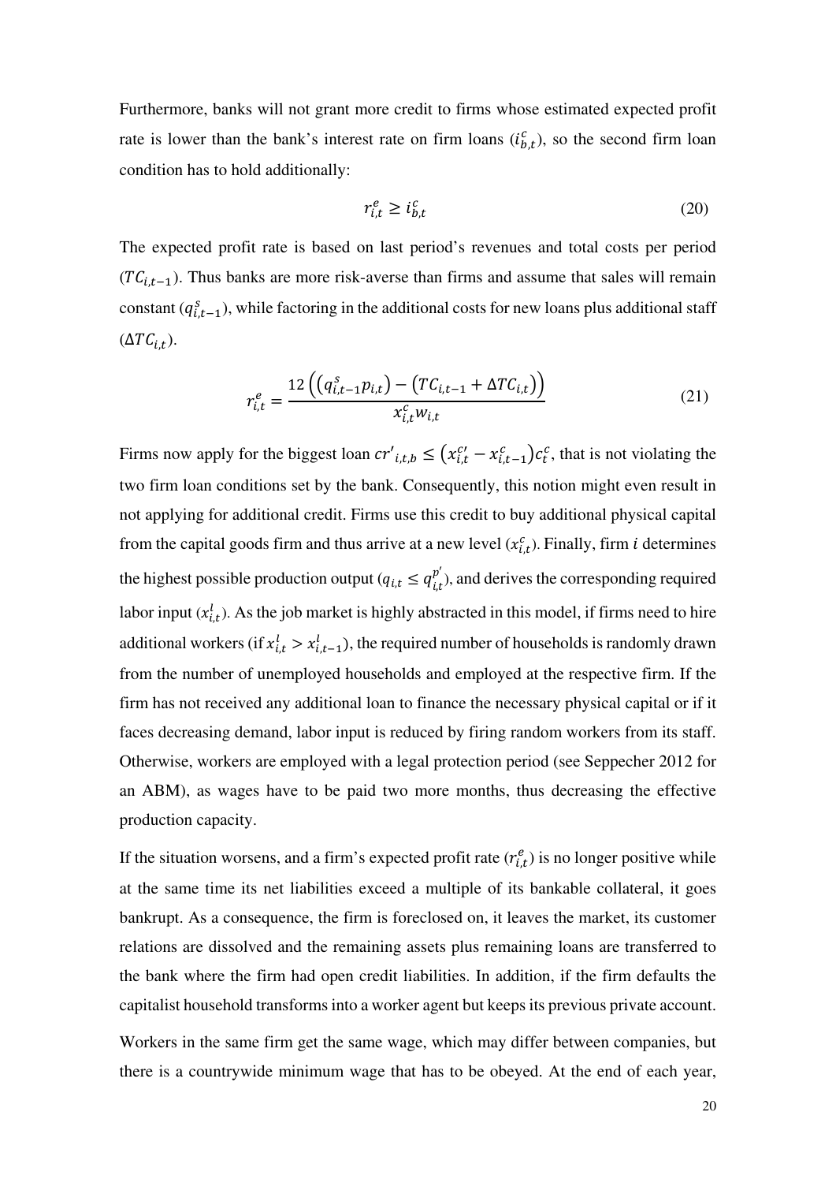Furthermore, banks will not grant more credit to firms whose estimated expected profit rate is lower than the bank's interest rate on firm loans ($i^c_{b,t}$), so the second firm loan condition has to hold additionally:

$$r^e_{i,t} \geq i^c_{b,t} \tag{20}$$

The expected profit rate is based on last period's revenues and total costs per period ($TC_{i,t-1}$). Thus banks are more risk-averse than firms and assume that sales will remain constant ($q^s_{i,t-1}$), while factoring in the additional costs for new loans plus additional staff ($\Delta TC_{i,t}$).

$$r^e_{i,t} = \frac{12\left(\left(q^s_{i,t-1}p_{i,t}\right) - \left(TC_{i,t-1} + \Delta TC_{i,t}\right)\right)}{x^c_{i,t}w_{i,t}} \tag{21}$$

Firms now apply for the biggest loan $cr'_{i,t,b} \leq \left(x^{c\prime}_{i,t} - x^c_{i,t-1}\right)c^c_t$, that is not violating the two firm loan conditions set by the bank. Consequently, this notion might even result in not applying for additional credit. Firms use this credit to buy additional physical capital from the capital goods firm and thus arrive at a new level ($x^c_{i,t}$). Finally, firm $i$ determines the highest possible production output ($q_{i,t} \leq q^{p'}_{i,t}$), and derives the corresponding required labor input ($x^l_{i,t}$). As the job market is highly abstracted in this model, if firms need to hire additional workers (if $x^l_{i,t} > x^l_{i,t-1}$), the required number of households is randomly drawn from the number of unemployed households and employed at the respective firm. If the firm has not received any additional loan to finance the necessary physical capital or if it faces decreasing demand, labor input is reduced by firing random workers from its staff. Otherwise, workers are employed with a legal protection period (see Seppecher 2012 for an ABM), as wages have to be paid two more months, thus decreasing the effective production capacity.

If the situation worsens, and a firm's expected profit rate ($r^e_{i,t}$) is no longer positive while at the same time its net liabilities exceed a multiple of its bankable collateral, it goes bankrupt. As a consequence, the firm is foreclosed on, it leaves the market, its customer relations are dissolved and the remaining assets plus remaining loans are transferred to the bank where the firm had open credit liabilities. In addition, if the firm defaults the capitalist household transforms into a worker agent but keeps its previous private account.

Workers in the same firm get the same wage, which may differ between companies, but there is a countrywide minimum wage that has to be obeyed. At the end of each year,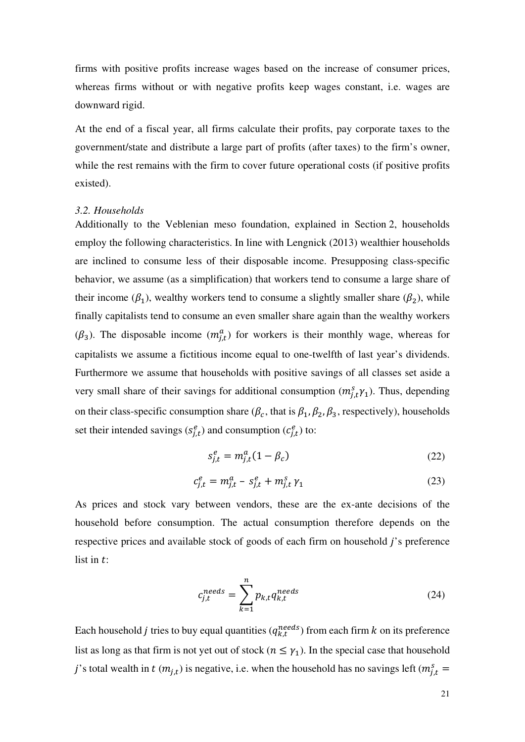firms with positive profits increase wages based on the increase of consumer prices, whereas firms without or with negative profits keep wages constant, i.e. wages are downward rigid.

At the end of a fiscal year, all firms calculate their profits, pay corporate taxes to the government/state and distribute a large part of profits (after taxes) to the firm's owner, while the rest remains with the firm to cover future operational costs (if positive profits existed).

### *3.2. Households*

Additionally to the Veblenian meso foundation, explained in Section 2, households employ the following characteristics. In line with Lengnick (2013) wealthier households are inclined to consume less of their disposable income. Presupposing class-specific behavior, we assume (as a simplification) that workers tend to consume a large share of their income ($\beta_1$), wealthy workers tend to consume a slightly smaller share ($\beta_2$), while finally capitalists tend to consume an even smaller share again than the wealthy workers ($\beta_3$). The disposable income ($m^a_{j,t}$) for workers is their monthly wage, whereas for capitalists we assume a fictitious income equal to one-twelfth of last year's dividends. Furthermore we assume that households with positive savings of all classes set aside a very small share of their savings for additional consumption ($m^s_{j,t}\gamma_1$). Thus, depending on their class-specific consumption share ($\beta_c$, that is $\beta_1, \beta_2, \beta_3$, respectively), households set their intended savings ($s^e_{j,t}$) and consumption ($c^e_{j,t}$) to:

$$s^e_{j,t} = m^a_{j,t}(1 - \beta_c) \tag{22}$$

$$c^e_{j,t} = m^a_{j,t} - s^e_{j,t} + m^s_{j,t}\,\gamma_1 \tag{23}$$

As prices and stock vary between vendors, these are the ex-ante decisions of the household before consumption. The actual consumption therefore depends on the respective prices and available stock of goods of each firm on household $j$'s preference list in $t$:

$$c^{needs}_{j,t} = \sum_{k=1}^{n} p_{k,t} q^{needs}_{k,t} \tag{24}$$

Each household $j$ tries to buy equal quantities ($q^{needs}_{k,t}$) from each firm $k$ on its preference list as long as that firm is not yet out of stock ($n \leq \gamma_1$). In the special case that household $j$'s total wealth in $t$ ($m_{j,t}$) is negative, i.e. when the household has no savings left ($m^s_{j,t} =$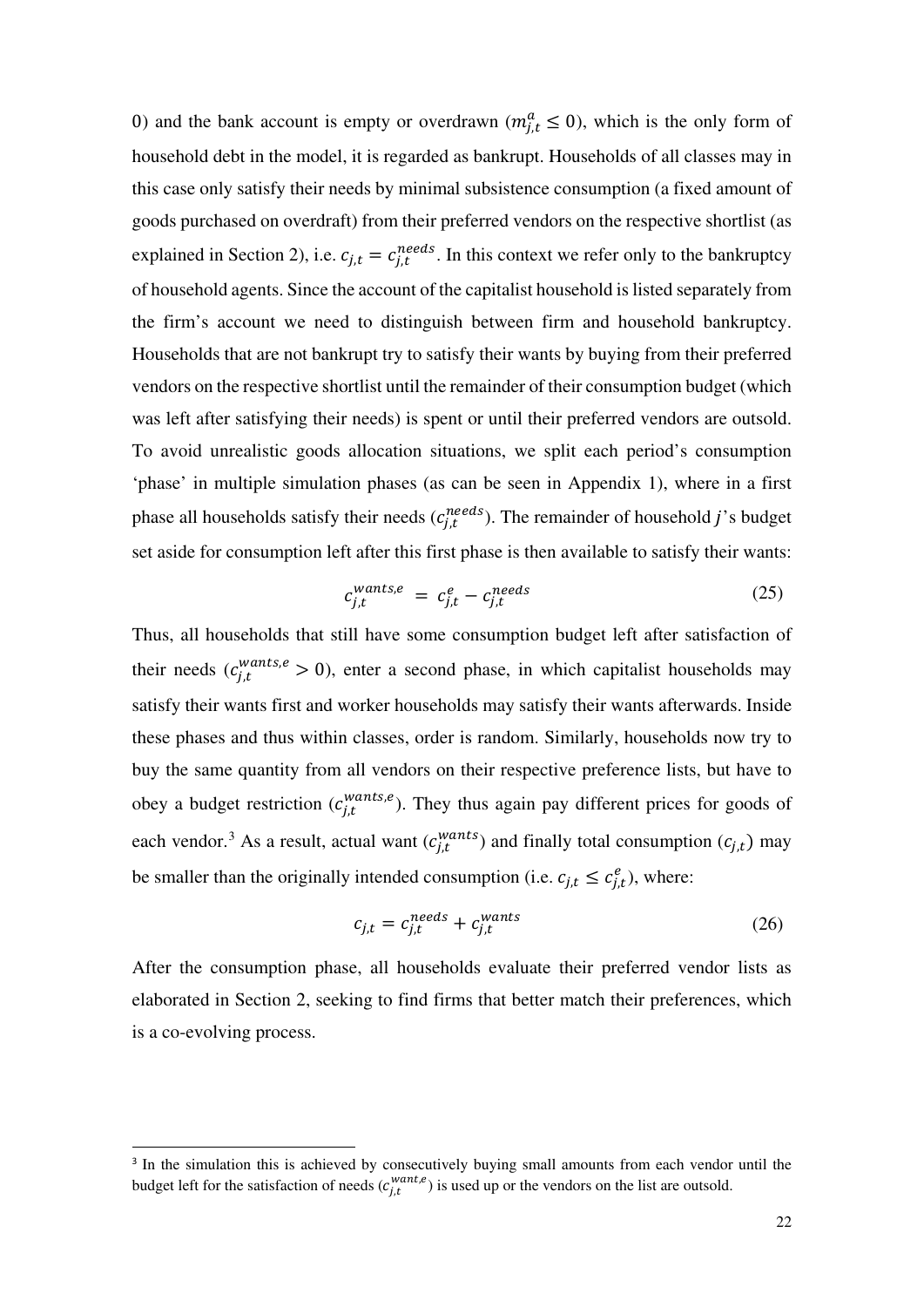0) and the bank account is empty or overdrawn ($m_{j,t}^{a} \leq 0$), which is the only form of household debt in the model, it is regarded as bankrupt. Households of all classes may in this case only satisfy their needs by minimal subsistence consumption (a fixed amount of goods purchased on overdraft) from their preferred vendors on the respective shortlist (as explained in Section 2), i.e. $c_{j,t} = c_{j,t}^{needs}$. In this context we refer only to the bankruptcy of household agents. Since the account of the capitalist household is listed separately from the firm's account we need to distinguish between firm and household bankruptcy. Households that are not bankrupt try to satisfy their wants by buying from their preferred vendors on the respective shortlist until the remainder of their consumption budget (which was left after satisfying their needs) is spent or until their preferred vendors are outsold. To avoid unrealistic goods allocation situations, we split each period's consumption 'phase' in multiple simulation phases (as can be seen in Appendix 1), where in a first phase all households satisfy their needs ($c_{j,t}^{needs}$). The remainder of household $j$'s budget set aside for consumption left after this first phase is then available to satisfy their wants:

$$c_{j,t}^{wants,e} = c_{j,t}^{e} - c_{j,t}^{needs} \tag{25}$$

Thus, all households that still have some consumption budget left after satisfaction of their needs ($c_{j,t}^{wants,e} > 0$), enter a second phase, in which capitalist households may satisfy their wants first and worker households may satisfy their wants afterwards. Inside these phases and thus within classes, order is random. Similarly, households now try to buy the same quantity from all vendors on their respective preference lists, but have to obey a budget restriction ($c_{j,t}^{wants,e}$). They thus again pay different prices for goods of each vendor.[3] As a result, actual want ($c_{j,t}^{wants}$) and finally total consumption ($c_{j,t}$) may be smaller than the originally intended consumption (i.e. $c_{j,t} \leq c_{j,t}^{e}$), where:

$$c_{j,t} = c_{j,t}^{needs} + c_{j,t}^{wants} \tag{26}$$

After the consumption phase, all households evaluate their preferred vendor lists as elaborated in Section 2, seeking to find firms that better match their preferences, which is a co-evolving process.

[3] In the simulation this is achieved by consecutively buying small amounts from each vendor until the budget left for the satisfaction of needs ($c_{j,t}^{want,e}$) is used up or the vendors on the list are outsold.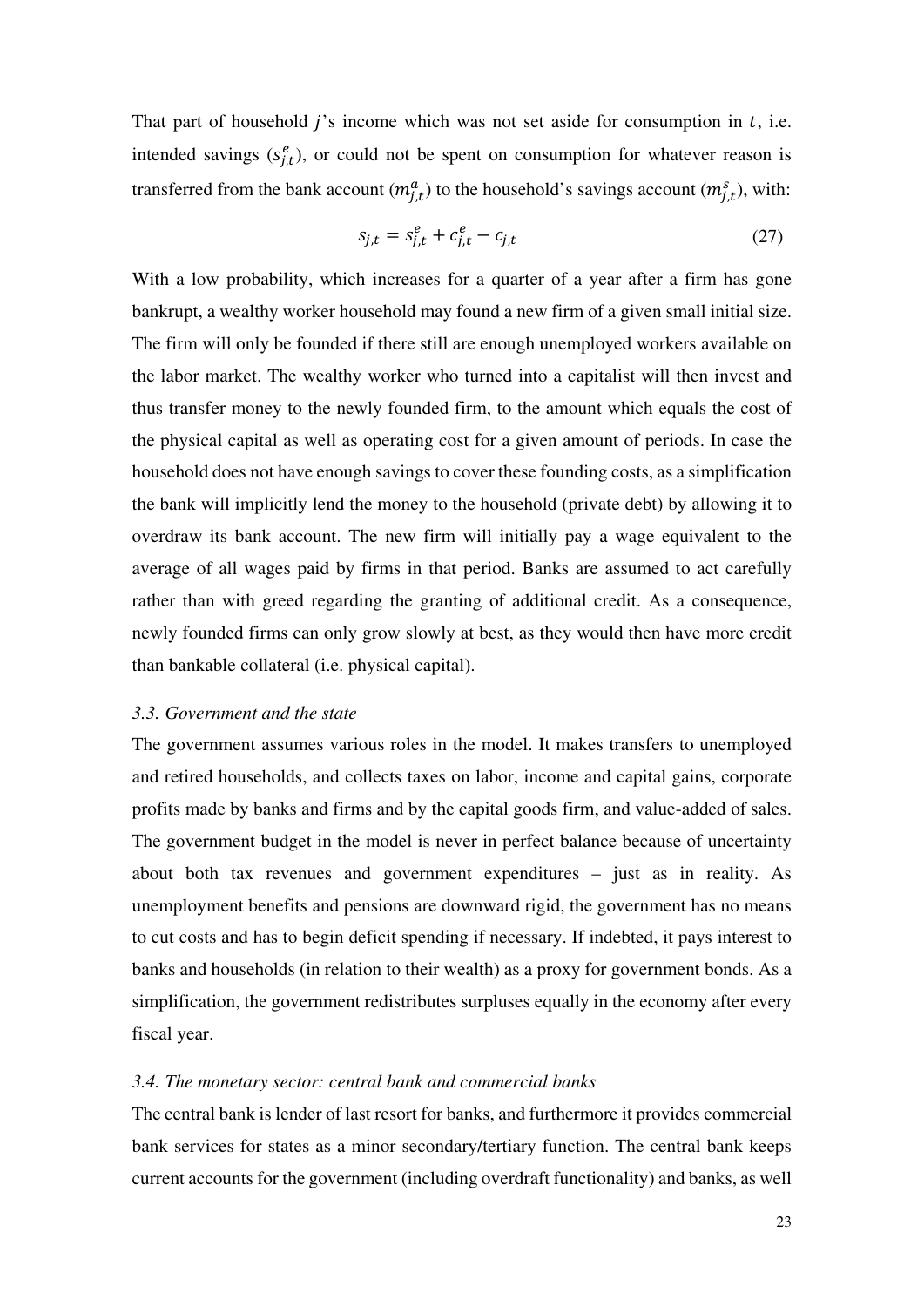That part of household $j$'s income which was not set aside for consumption in $t$, i.e. intended savings ($s^e_{j,t}$), or could not be spent on consumption for whatever reason is transferred from the bank account ($m^a_{j,t}$) to the household's savings account ($m^s_{j,t}$), with:

$$s_{j,t} = s^e_{j,t} + c^e_{j,t} - c_{j,t} \tag{27}$$

With a low probability, which increases for a quarter of a year after a firm has gone bankrupt, a wealthy worker household may found a new firm of a given small initial size. The firm will only be founded if there still are enough unemployed workers available on the labor market. The wealthy worker who turned into a capitalist will then invest and thus transfer money to the newly founded firm, to the amount which equals the cost of the physical capital as well as operating cost for a given amount of periods. In case the household does not have enough savings to cover these founding costs, as a simplification the bank will implicitly lend the money to the household (private debt) by allowing it to overdraw its bank account. The new firm will initially pay a wage equivalent to the average of all wages paid by firms in that period. Banks are assumed to act carefully rather than with greed regarding the granting of additional credit. As a consequence, newly founded firms can only grow slowly at best, as they would then have more credit than bankable collateral (i.e. physical capital).

### *3.3. Government and the state*

The government assumes various roles in the model. It makes transfers to unemployed and retired households, and collects taxes on labor, income and capital gains, corporate profits made by banks and firms and by the capital goods firm, and value-added of sales. The government budget in the model is never in perfect balance because of uncertainty about both tax revenues and government expenditures – just as in reality. As unemployment benefits and pensions are downward rigid, the government has no means to cut costs and has to begin deficit spending if necessary. If indebted, it pays interest to banks and households (in relation to their wealth) as a proxy for government bonds. As a simplification, the government redistributes surpluses equally in the economy after every fiscal year.

### *3.4. The monetary sector: central bank and commercial banks*

The central bank is lender of last resort for banks, and furthermore it provides commercial bank services for states as a minor secondary/tertiary function. The central bank keeps current accounts for the government (including overdraft functionality) and banks, as well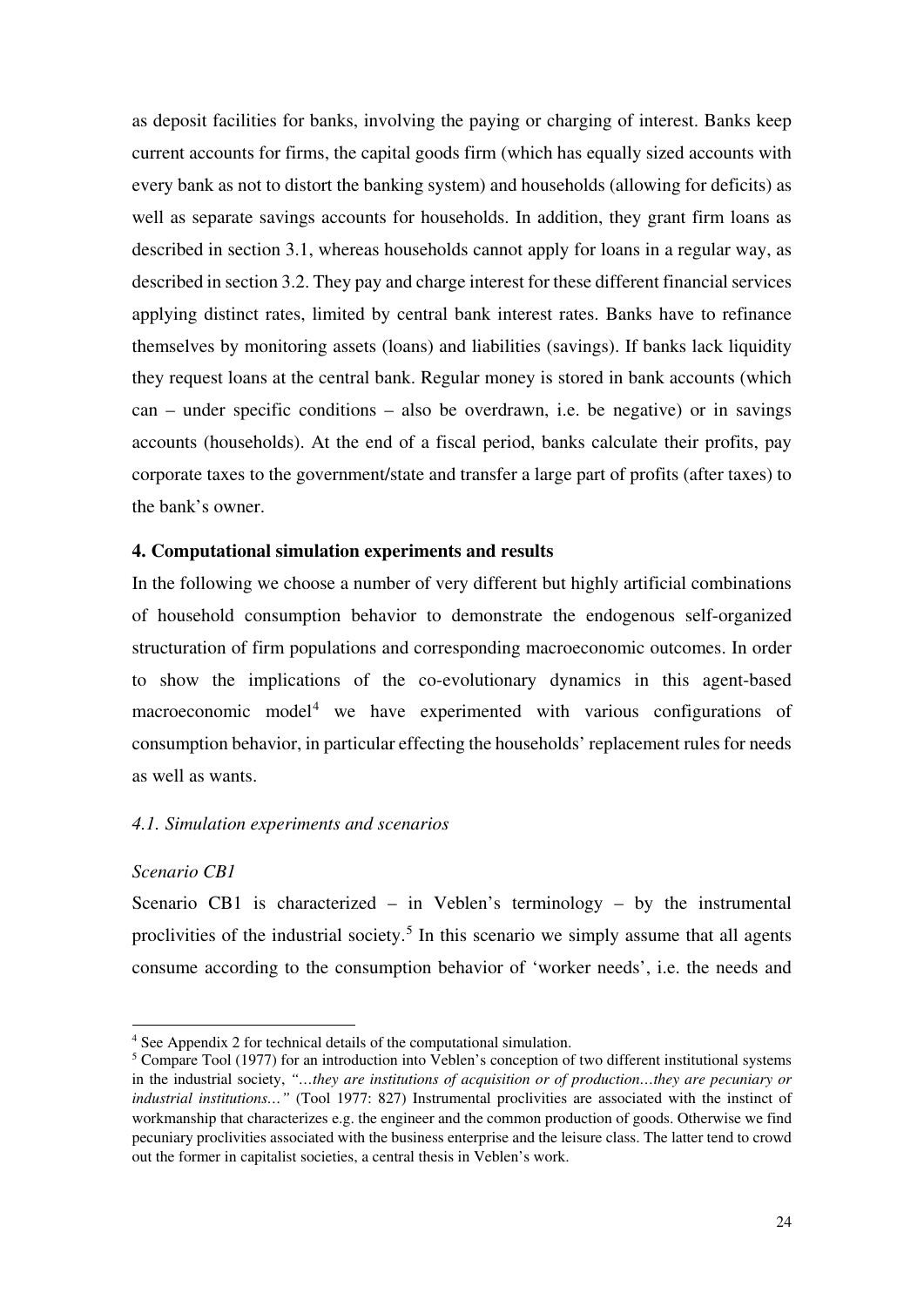as deposit facilities for banks, involving the paying or charging of interest. Banks keep current accounts for firms, the capital goods firm (which has equally sized accounts with every bank as not to distort the banking system) and households (allowing for deficits) as well as separate savings accounts for households. In addition, they grant firm loans as described in section 3.1, whereas households cannot apply for loans in a regular way, as described in section 3.2. They pay and charge interest for these different financial services applying distinct rates, limited by central bank interest rates. Banks have to refinance themselves by monitoring assets (loans) and liabilities (savings). If banks lack liquidity they request loans at the central bank. Regular money is stored in bank accounts (which can – under specific conditions – also be overdrawn, i.e. be negative) or in savings accounts (households). At the end of a fiscal period, banks calculate their profits, pay corporate taxes to the government/state and transfer a large part of profits (after taxes) to the bank's owner.

## 4. Computational simulation experiments and results

In the following we choose a number of very different but highly artificial combinations of household consumption behavior to demonstrate the endogenous self-organized structuration of firm populations and corresponding macroeconomic outcomes. In order to show the implications of the co-evolutionary dynamics in this agent-based macroeconomic model[4] we have experimented with various configurations of consumption behavior, in particular effecting the households' replacement rules for needs as well as wants.

### *4.1. Simulation experiments and scenarios*

*Scenario CB1*

Scenario CB1 is characterized – in Veblen's terminology – by the instrumental proclivities of the industrial society.[5] In this scenario we simply assume that all agents consume according to the consumption behavior of 'worker needs', i.e. the needs and

[4] See Appendix 2 for technical details of the computational simulation.

[5] Compare Tool (1977) for an introduction into Veblen's conception of two different institutional systems in the industrial society, *"…they are institutions of acquisition or of production…they are pecuniary or industrial institutions…"* (Tool 1977: 827) Instrumental proclivities are associated with the instinct of workmanship that characterizes e.g. the engineer and the common production of goods. Otherwise we find pecuniary proclivities associated with the business enterprise and the leisure class. The latter tend to crowd out the former in capitalist societies, a central thesis in Veblen's work.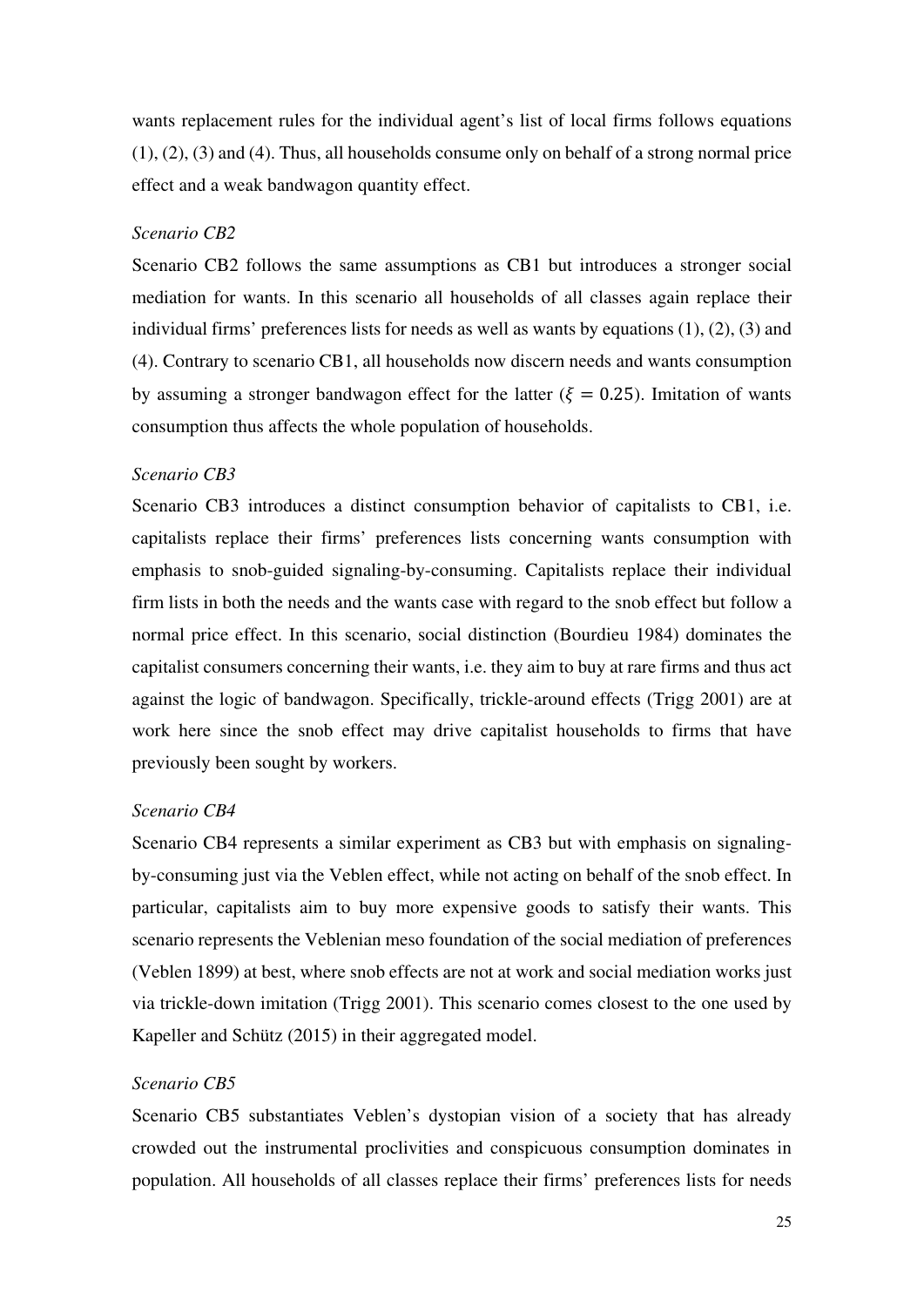wants replacement rules for the individual agent's list of local firms follows equations (1), (2), (3) and (4). Thus, all households consume only on behalf of a strong normal price effect and a weak bandwagon quantity effect.

*Scenario CB2*

Scenario CB2 follows the same assumptions as CB1 but introduces a stronger social mediation for wants. In this scenario all households of all classes again replace their individual firms' preferences lists for needs as well as wants by equations (1), (2), (3) and (4). Contrary to scenario CB1, all households now discern needs and wants consumption by assuming a stronger bandwagon effect for the latter ($\xi = 0.25$). Imitation of wants consumption thus affects the whole population of households.

*Scenario CB3*

Scenario CB3 introduces a distinct consumption behavior of capitalists to CB1, i.e. capitalists replace their firms' preferences lists concerning wants consumption with emphasis to snob-guided signaling-by-consuming. Capitalists replace their individual firm lists in both the needs and the wants case with regard to the snob effect but follow a normal price effect. In this scenario, social distinction (Bourdieu 1984) dominates the capitalist consumers concerning their wants, i.e. they aim to buy at rare firms and thus act against the logic of bandwagon. Specifically, trickle-around effects (Trigg 2001) are at work here since the snob effect may drive capitalist households to firms that have previously been sought by workers.

*Scenario CB4*

Scenario CB4 represents a similar experiment as CB3 but with emphasis on signaling-by-consuming just via the Veblen effect, while not acting on behalf of the snob effect. In particular, capitalists aim to buy more expensive goods to satisfy their wants. This scenario represents the Veblenian meso foundation of the social mediation of preferences (Veblen 1899) at best, where snob effects are not at work and social mediation works just via trickle-down imitation (Trigg 2001). This scenario comes closest to the one used by Kapeller and Schütz (2015) in their aggregated model.

*Scenario CB5*

Scenario CB5 substantiates Veblen's dystopian vision of a society that has already crowded out the instrumental proclivities and conspicuous consumption dominates in population. All households of all classes replace their firms' preferences lists for needs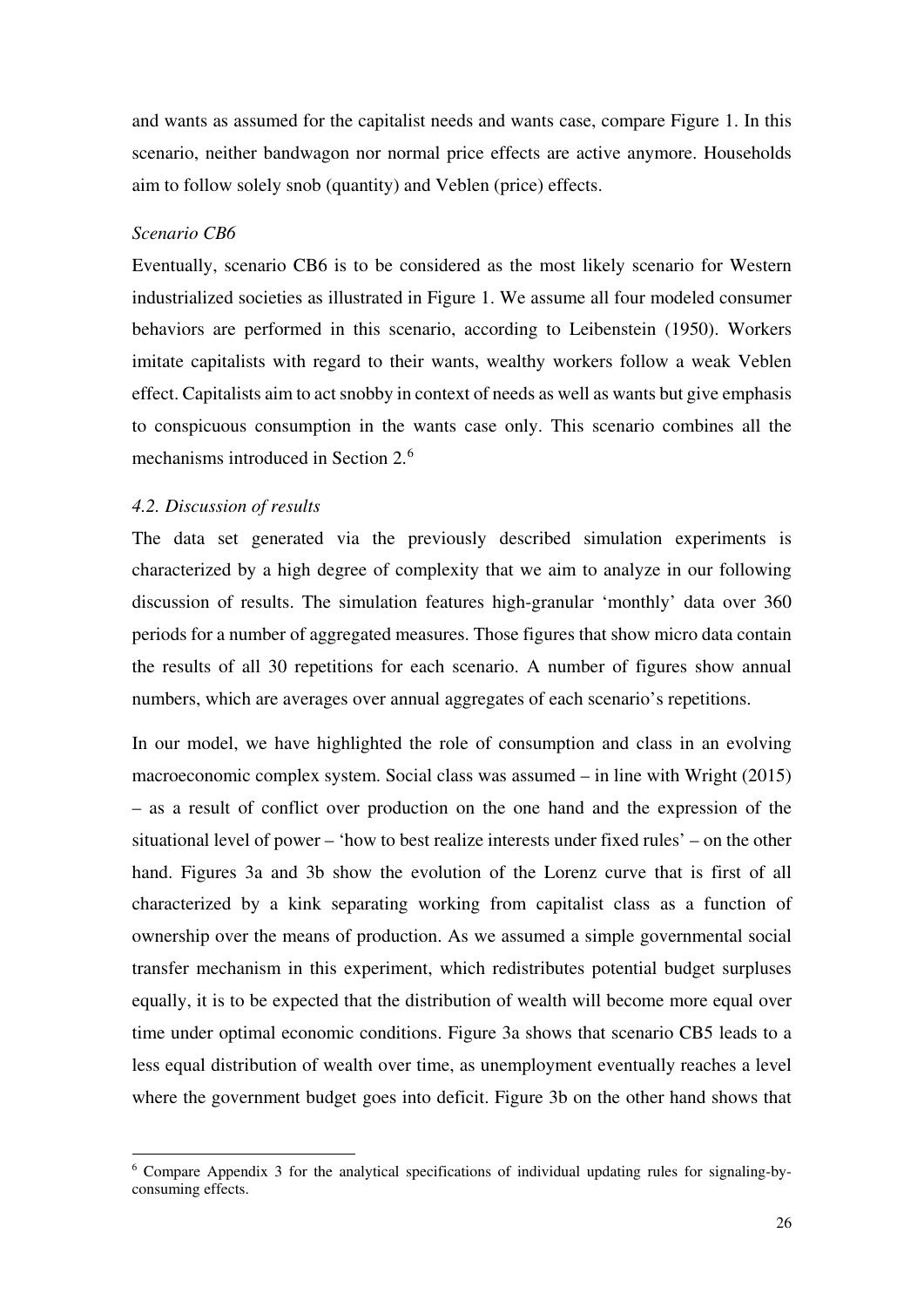and wants as assumed for the capitalist needs and wants case, compare Figure 1. In this scenario, neither bandwagon nor normal price effects are active anymore. Households aim to follow solely snob (quantity) and Veblen (price) effects.

*Scenario CB6*

Eventually, scenario CB6 is to be considered as the most likely scenario for Western industrialized societies as illustrated in Figure 1. We assume all four modeled consumer behaviors are performed in this scenario, according to Leibenstein (1950). Workers imitate capitalists with regard to their wants, wealthy workers follow a weak Veblen effect. Capitalists aim to act snobby in context of needs as well as wants but give emphasis to conspicuous consumption in the wants case only. This scenario combines all the mechanisms introduced in Section 2.[6]

*4.2. Discussion of results*

The data set generated via the previously described simulation experiments is characterized by a high degree of complexity that we aim to analyze in our following discussion of results. The simulation features high-granular 'monthly' data over 360 periods for a number of aggregated measures. Those figures that show micro data contain the results of all 30 repetitions for each scenario. A number of figures show annual numbers, which are averages over annual aggregates of each scenario's repetitions.

In our model, we have highlighted the role of consumption and class in an evolving macroeconomic complex system. Social class was assumed – in line with Wright (2015) – as a result of conflict over production on the one hand and the expression of the situational level of power – 'how to best realize interests under fixed rules' – on the other hand. Figures 3a and 3b show the evolution of the Lorenz curve that is first of all characterized by a kink separating working from capitalist class as a function of ownership over the means of production. As we assumed a simple governmental social transfer mechanism in this experiment, which redistributes potential budget surpluses equally, it is to be expected that the distribution of wealth will become more equal over time under optimal economic conditions. Figure 3a shows that scenario CB5 leads to a less equal distribution of wealth over time, as unemployment eventually reaches a level where the government budget goes into deficit. Figure 3b on the other hand shows that

[6] Compare Appendix 3 for the analytical specifications of individual updating rules for signaling-by-consuming effects.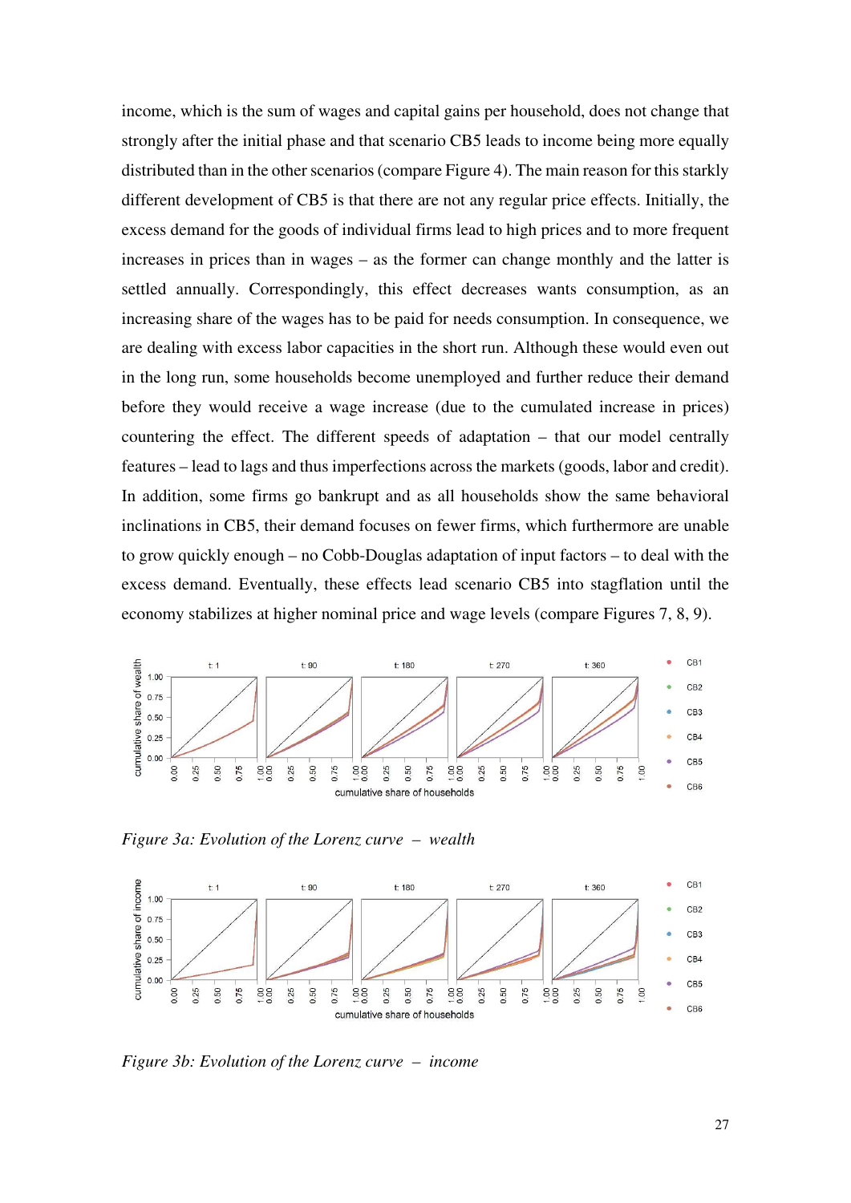income, which is the sum of wages and capital gains per household, does not change that strongly after the initial phase and that scenario CB5 leads to income being more equally distributed than in the other scenarios (compare Figure 4). The main reason for this starkly different development of CB5 is that there are not any regular price effects. Initially, the excess demand for the goods of individual firms lead to high prices and to more frequent increases in prices than in wages – as the former can change monthly and the latter is settled annually. Correspondingly, this effect decreases wants consumption, as an increasing share of the wages has to be paid for needs consumption. In consequence, we are dealing with excess labor capacities in the short run. Although these would even out in the long run, some households become unemployed and further reduce their demand before they would receive a wage increase (due to the cumulated increase in prices) countering the effect. The different speeds of adaptation – that our model centrally features – lead to lags and thus imperfections across the markets (goods, labor and credit). In addition, some firms go bankrupt and as all households show the same behavioral inclinations in CB5, their demand focuses on fewer firms, which furthermore are unable to grow quickly enough – no Cobb-Douglas adaptation of input factors – to deal with the excess demand. Eventually, these effects lead scenario CB5 into stagflation until the economy stabilizes at higher nominal price and wage levels (compare Figures 7, 8, 9).

cumulative share of wealth
1.00
0.75
0.50
0.25
0.00
t: 1
t: 90
t: 180
t: 270
t: 360
0.00 0.25 0.50 0.75 1.00
cumulative share of households
CB1
CB2
CB3
CB4
CB5
CB6

*Figure 3a: Evolution of the Lorenz curve – wealth*

cumulative share of income
1.00
0.75
0.50
0.25
0.00
t: 1
t: 90
t: 180
t: 270
t: 360
0.00 0.25 0.50 0.75 1.00
cumulative share of households
CB1
CB2
CB3
CB4
CB5
CB6

*Figure 3b: Evolution of the Lorenz curve – income*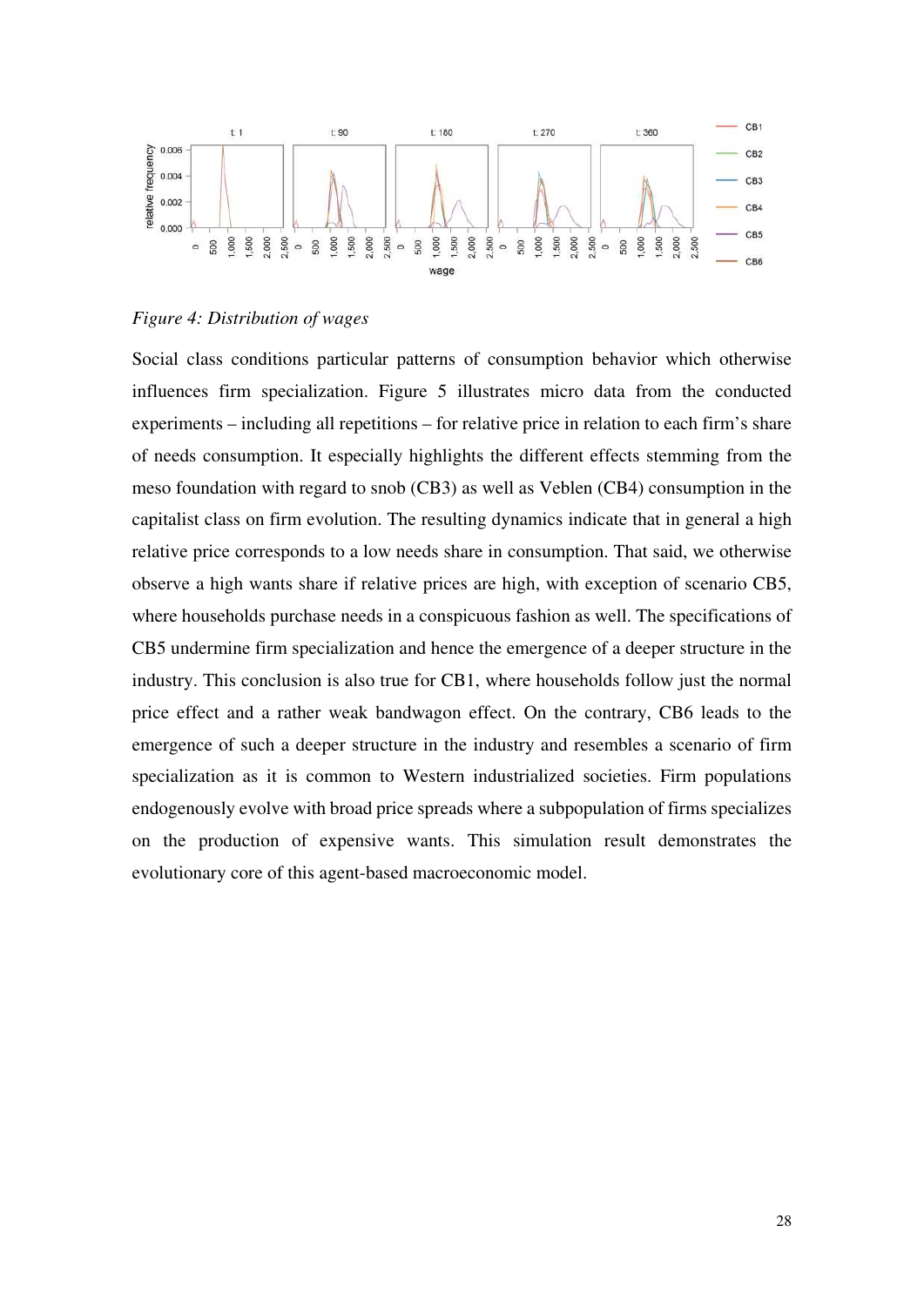t: 1
t: 90
t: 180
t: 270
t: 360

relative frequency

0.006
0.004
0.002
0.000

0
500
1,000
1,500
2,000
2,500

wage

CB1
CB2
CB3
CB4
CB5
CB6

*Figure 4: Distribution of wages*

Social class conditions particular patterns of consumption behavior which otherwise influences firm specialization. Figure 5 illustrates micro data from the conducted experiments – including all repetitions – for relative price in relation to each firm's share of needs consumption. It especially highlights the different effects stemming from the meso foundation with regard to snob (CB3) as well as Veblen (CB4) consumption in the capitalist class on firm evolution. The resulting dynamics indicate that in general a high relative price corresponds to a low needs share in consumption. That said, we otherwise observe a high wants share if relative prices are high, with exception of scenario CB5, where households purchase needs in a conspicuous fashion as well. The specifications of CB5 undermine firm specialization and hence the emergence of a deeper structure in the industry. This conclusion is also true for CB1, where households follow just the normal price effect and a rather weak bandwagon effect. On the contrary, CB6 leads to the emergence of such a deeper structure in the industry and resembles a scenario of firm specialization as it is common to Western industrialized societies. Firm populations endogenously evolve with broad price spreads where a subpopulation of firms specializes on the production of expensive wants. This simulation result demonstrates the evolutionary core of this agent-based macroeconomic model.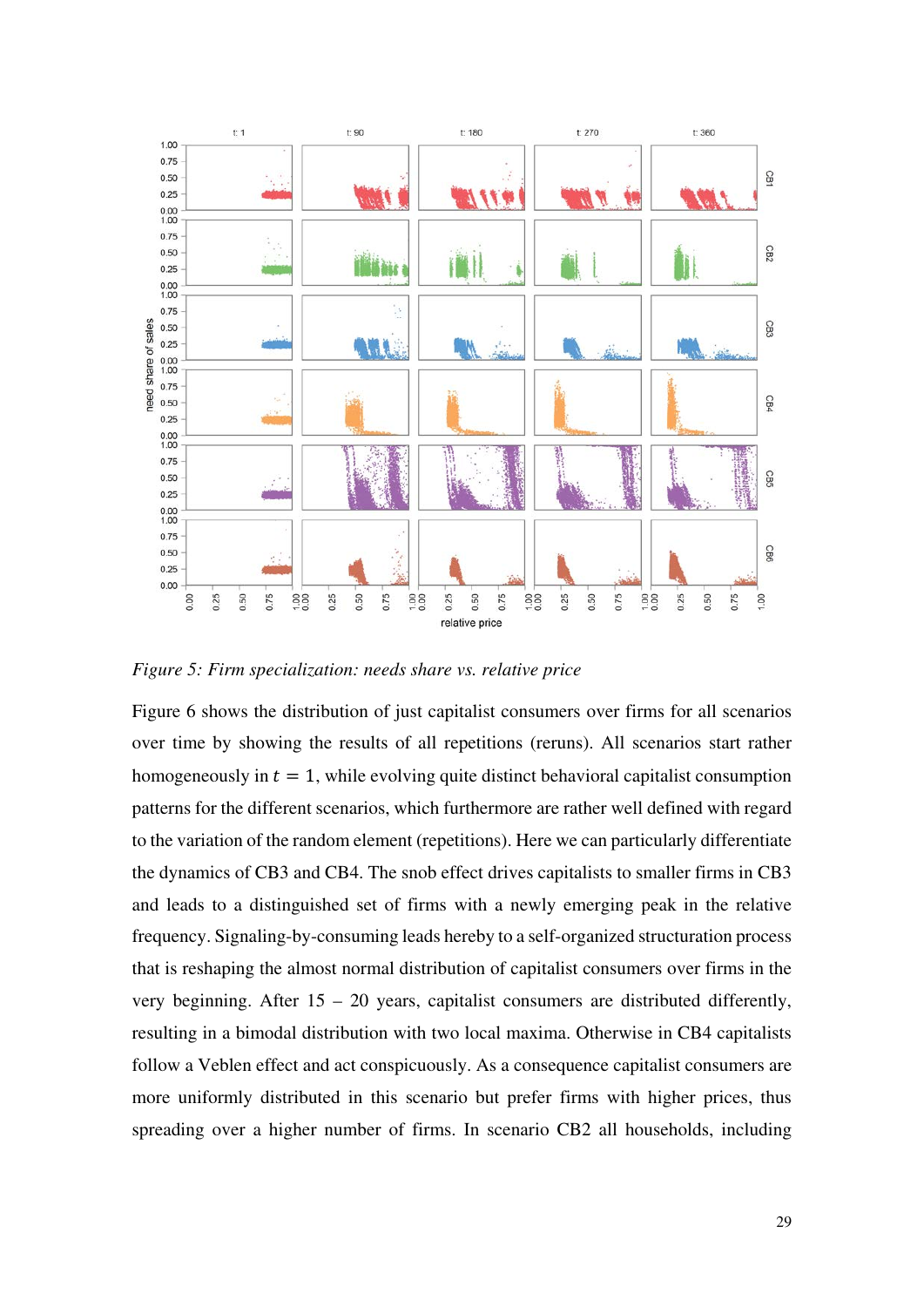t: 1
t: 90
t: 180
t: 270
t: 360

CB1
CB2
CB3
CB4
CB5
CB6

need share of sales

1.00
0.75
0.50
0.25
0.00

relative price

0.00
0.25
0.50
0.75
1.00

*Figure 5: Firm specialization: needs share vs. relative price*

Figure 6 shows the distribution of just capitalist consumers over firms for all scenarios over time by showing the results of all repetitions (reruns). All scenarios start rather homogeneously in $t = 1$, while evolving quite distinct behavioral capitalist consumption patterns for the different scenarios, which furthermore are rather well defined with regard to the variation of the random element (repetitions). Here we can particularly differentiate the dynamics of CB3 and CB4. The snob effect drives capitalists to smaller firms in CB3 and leads to a distinguished set of firms with a newly emerging peak in the relative frequency. Signaling-by-consuming leads hereby to a self-organized structuration process that is reshaping the almost normal distribution of capitalist consumers over firms in the very beginning. After 15 – 20 years, capitalist consumers are distributed differently, resulting in a bimodal distribution with two local maxima. Otherwise in CB4 capitalists follow a Veblen effect and act conspicuously. As a consequence capitalist consumers are more uniformly distributed in this scenario but prefer firms with higher prices, thus spreading over a higher number of firms. In scenario CB2 all households, including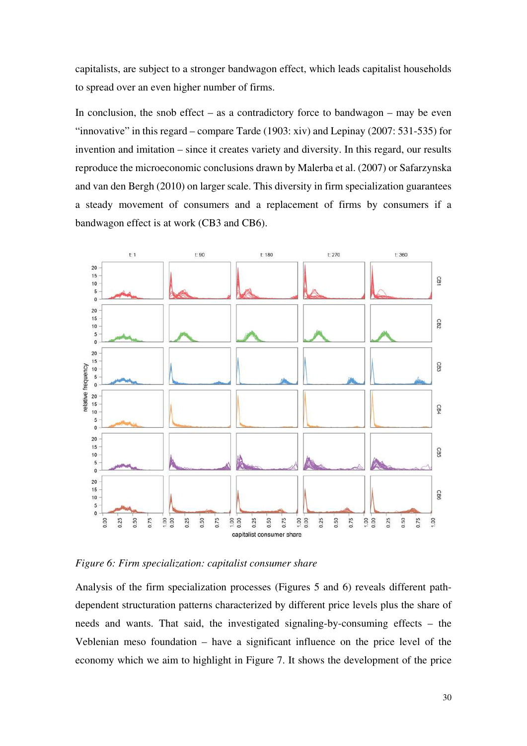capitalists, are subject to a stronger bandwagon effect, which leads capitalist households to spread over an even higher number of firms.

In conclusion, the snob effect – as a contradictory force to bandwagon – may be even "innovative" in this regard – compare Tarde (1903: xiv) and Lepinay (2007: 531-535) for invention and imitation – since it creates variety and diversity. In this regard, our results reproduce the microeconomic conclusions drawn by Malerba et al. (2007) or Safarzynska and van den Bergh (2010) on larger scale. This diversity in firm specialization guarantees a steady movement of consumers and a replacement of firms by consumers if a bandwagon effect is at work (CB3 and CB6).

*Figure 6: Firm specialization: capitalist consumer share*

Analysis of the firm specialization processes (Figures 5 and 6) reveals different path-dependent structuration patterns characterized by different price levels plus the share of needs and wants. That said, the investigated signaling-by-consuming effects – the Veblenian meso foundation – have a significant influence on the price level of the economy which we aim to highlight in Figure 7. It shows the development of the price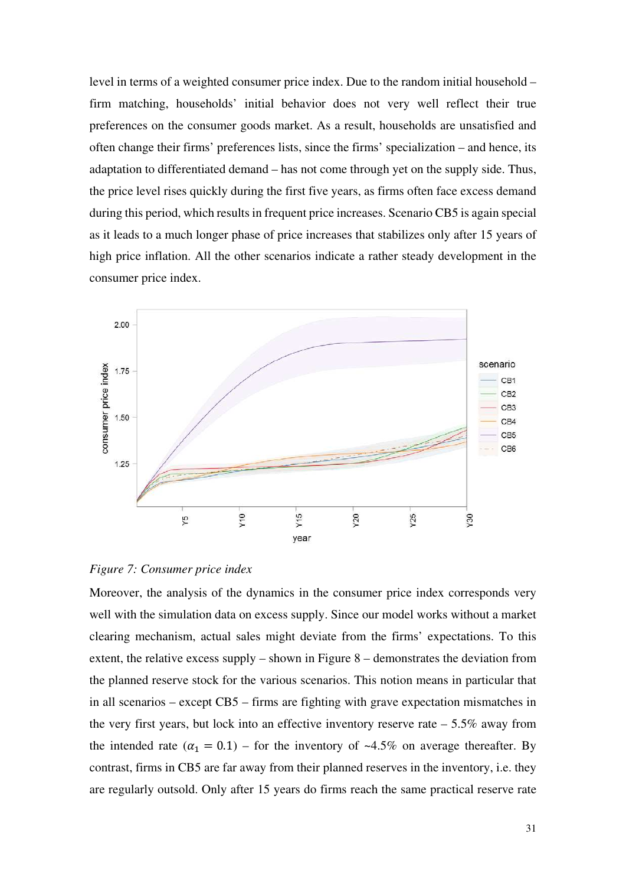level in terms of a weighted consumer price index. Due to the random initial household – firm matching, households' initial behavior does not very well reflect their true preferences on the consumer goods market. As a result, households are unsatisfied and often change their firms' preferences lists, since the firms' specialization – and hence, its adaptation to differentiated demand – has not come through yet on the supply side. Thus, the price level rises quickly during the first five years, as firms often face excess demand during this period, which results in frequent price increases. Scenario CB5 is again special as it leads to a much longer phase of price increases that stabilizes only after 15 years of high price inflation. All the other scenarios indicate a rather steady development in the consumer price index.

2.00
1.75
1.50
1.25
consumer price index
Y5
Y10
Y15
Y20
Y25
Y30
year
scenario
CB1
CB2
CB3
CB4
CB5
CB6

*Figure 7: Consumer price index*

Moreover, the analysis of the dynamics in the consumer price index corresponds very well with the simulation data on excess supply. Since our model works without a market clearing mechanism, actual sales might deviate from the firms' expectations. To this extent, the relative excess supply – shown in Figure 8 – demonstrates the deviation from the planned reserve stock for the various scenarios. This notion means in particular that in all scenarios – except CB5 – firms are fighting with grave expectation mismatches in the very first years, but lock into an effective inventory reserve rate – 5.5% away from the intended rate ($\alpha_1 = 0.1$) – for the inventory of ~4.5% on average thereafter. By contrast, firms in CB5 are far away from their planned reserves in the inventory, i.e. they are regularly outsold. Only after 15 years do firms reach the same practical reserve rate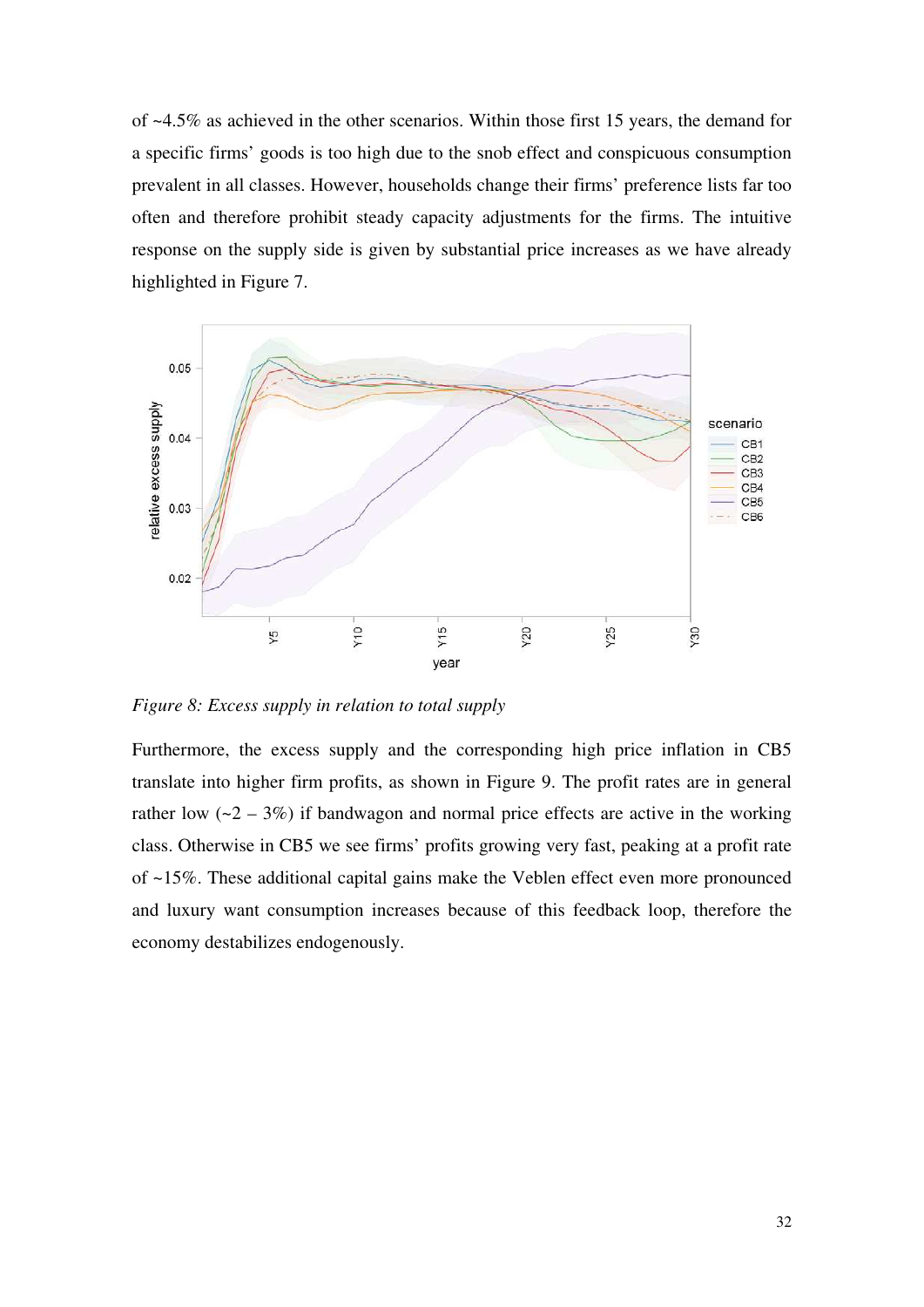of ~4.5% as achieved in the other scenarios. Within those first 15 years, the demand for a specific firms' goods is too high due to the snob effect and conspicuous consumption prevalent in all classes. However, households change their firms' preference lists far too often and therefore prohibit steady capacity adjustments for the firms. The intuitive response on the supply side is given by substantial price increases as we have already highlighted in Figure 7.

relative excess supply

0.05
0.04
0.03
0.02

Y5
Y10
Y15
Y20
Y25
Y30

year

scenario
CB1
CB2
CB3
CB4
CB5
CB6

*Figure 8: Excess supply in relation to total supply*

Furthermore, the excess supply and the corresponding high price inflation in CB5 translate into higher firm profits, as shown in Figure 9. The profit rates are in general rather low (~2 – 3%) if bandwagon and normal price effects are active in the working class. Otherwise in CB5 we see firms' profits growing very fast, peaking at a profit rate of ~15%. These additional capital gains make the Veblen effect even more pronounced and luxury want consumption increases because of this feedback loop, therefore the economy destabilizes endogenously.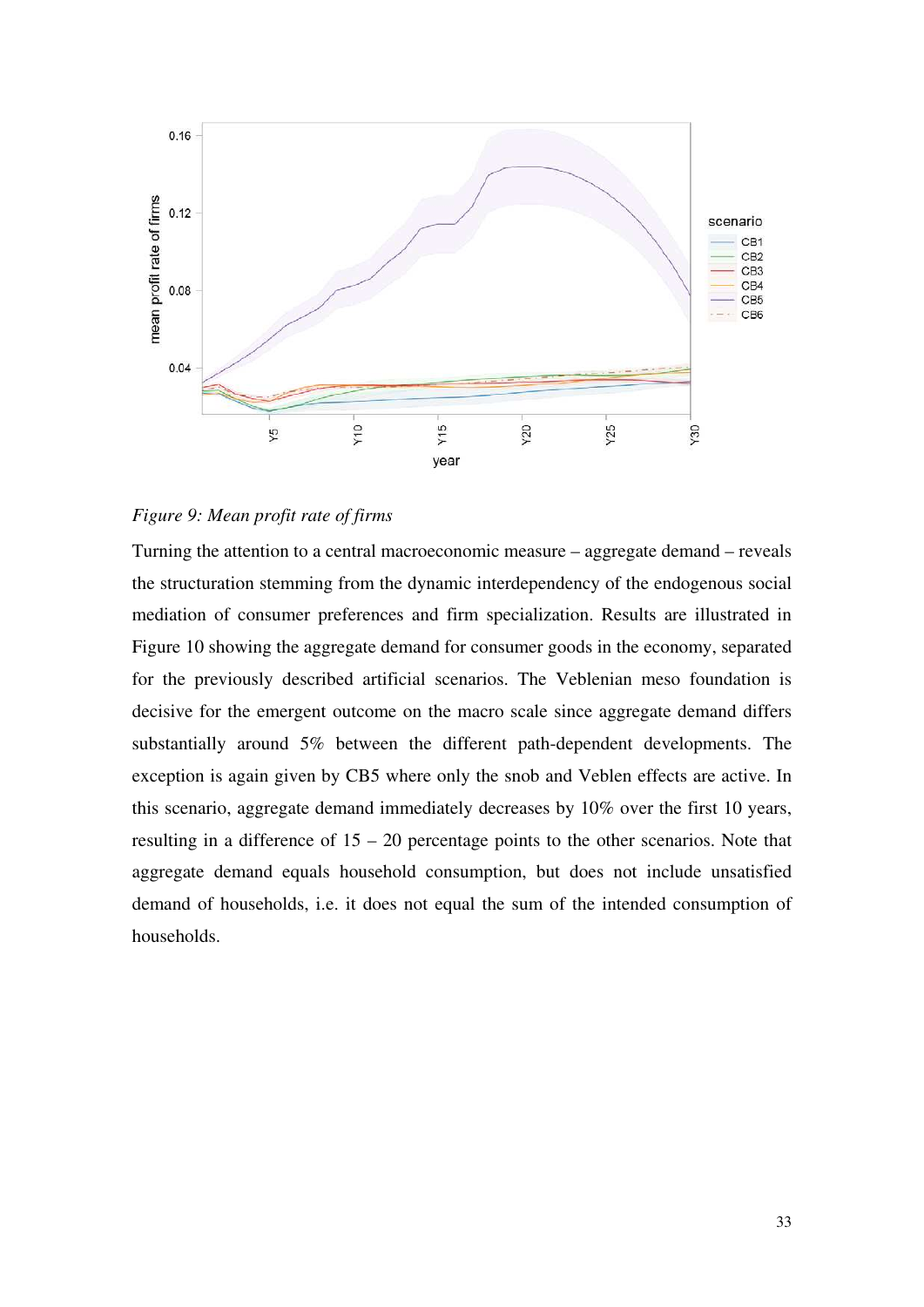0.16
0.12
0.08
0.04
mean profit rate of firms
Y5
Y10
Y15
Y20
Y25
Y30
year
scenario
CB1
CB2
CB3
CB4
CB5
CB6

*Figure 9: Mean profit rate of firms*

Turning the attention to a central macroeconomic measure – aggregate demand – reveals the structuration stemming from the dynamic interdependency of the endogenous social mediation of consumer preferences and firm specialization. Results are illustrated in Figure 10 showing the aggregate demand for consumer goods in the economy, separated for the previously described artificial scenarios. The Veblenian meso foundation is decisive for the emergent outcome on the macro scale since aggregate demand differs substantially around 5% between the different path-dependent developments. The exception is again given by CB5 where only the snob and Veblen effects are active. In this scenario, aggregate demand immediately decreases by 10% over the first 10 years, resulting in a difference of 15 – 20 percentage points to the other scenarios. Note that aggregate demand equals household consumption, but does not include unsatisfied demand of households, i.e. it does not equal the sum of the intended consumption of households.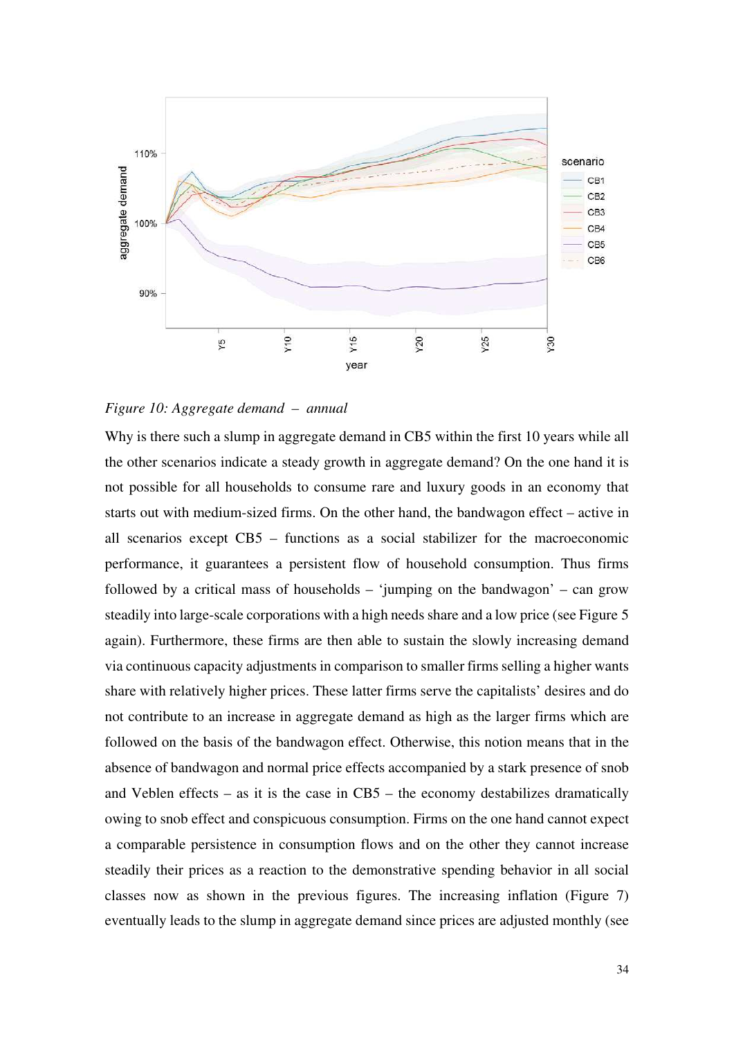110%

100%

90%

aggregate demand

Y5 Y10 Y15 Y20 Y25 Y30

year

scenario

CB1

CB2

CB3

CB4

CB5

CB6

*Figure 10: Aggregate demand – annual*

Why is there such a slump in aggregate demand in CB5 within the first 10 years while all the other scenarios indicate a steady growth in aggregate demand? On the one hand it is not possible for all households to consume rare and luxury goods in an economy that starts out with medium-sized firms. On the other hand, the bandwagon effect – active in all scenarios except CB5 – functions as a social stabilizer for the macroeconomic performance, it guarantees a persistent flow of household consumption. Thus firms followed by a critical mass of households – 'jumping on the bandwagon' – can grow steadily into large-scale corporations with a high needs share and a low price (see Figure 5 again). Furthermore, these firms are then able to sustain the slowly increasing demand via continuous capacity adjustments in comparison to smaller firms selling a higher wants share with relatively higher prices. These latter firms serve the capitalists' desires and do not contribute to an increase in aggregate demand as high as the larger firms which are followed on the basis of the bandwagon effect. Otherwise, this notion means that in the absence of bandwagon and normal price effects accompanied by a stark presence of snob and Veblen effects – as it is the case in CB5 – the economy destabilizes dramatically owing to snob effect and conspicuous consumption. Firms on the one hand cannot expect a comparable persistence in consumption flows and on the other they cannot increase steadily their prices as a reaction to the demonstrative spending behavior in all social classes now as shown in the previous figures. The increasing inflation (Figure 7) eventually leads to the slump in aggregate demand since prices are adjusted monthly (see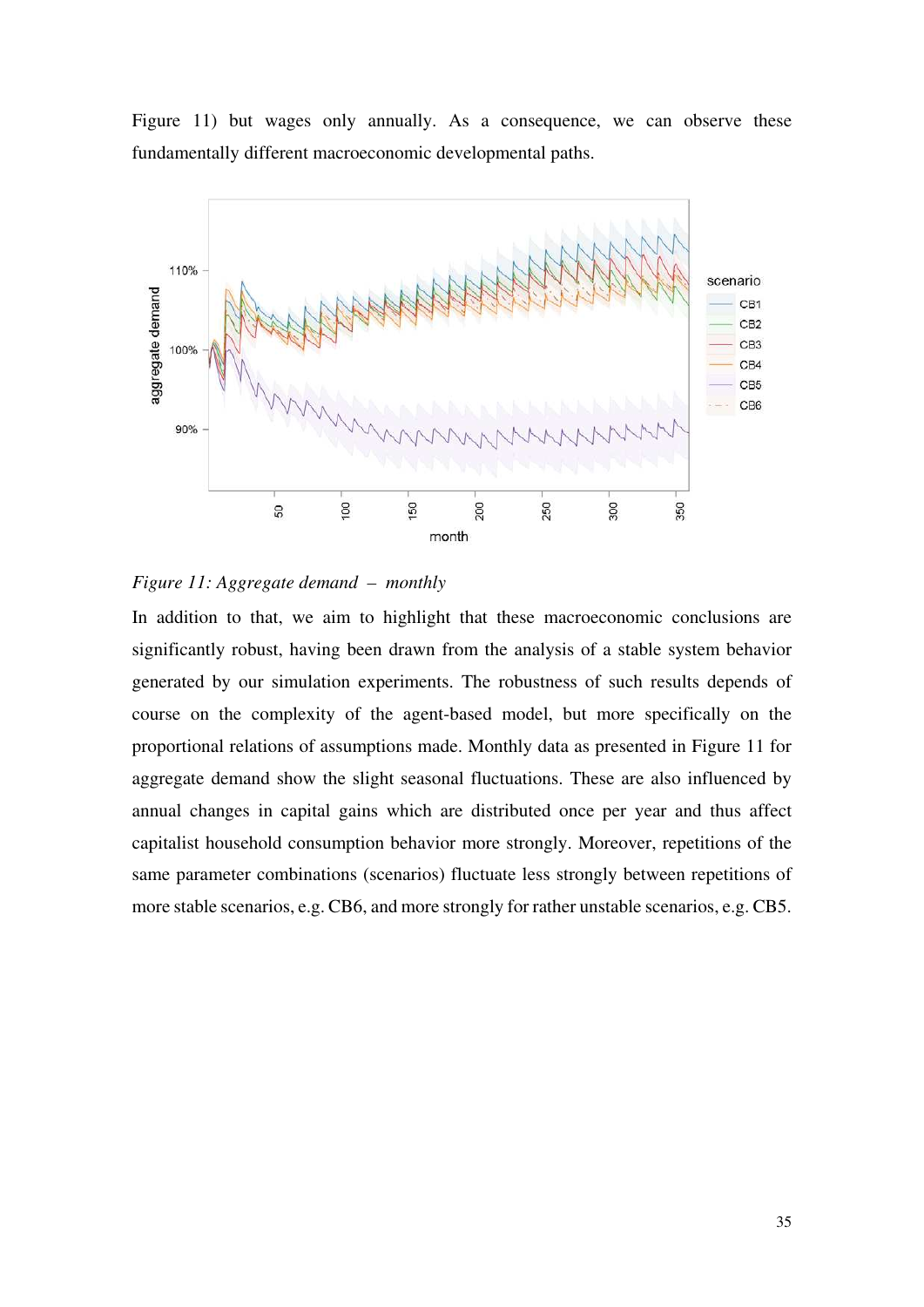Figure 11) but wages only annually. As a consequence, we can observe these fundamentally different macroeconomic developmental paths.

aggregate demand

110%

100%

90%

50

100

150

200

250

300

350

month

scenario

CB1

CB2

CB3

CB4

CB5

CB6

*Figure 11: Aggregate demand – monthly*

In addition to that, we aim to highlight that these macroeconomic conclusions are significantly robust, having been drawn from the analysis of a stable system behavior generated by our simulation experiments. The robustness of such results depends of course on the complexity of the agent-based model, but more specifically on the proportional relations of assumptions made. Monthly data as presented in Figure 11 for aggregate demand show the slight seasonal fluctuations. These are also influenced by annual changes in capital gains which are distributed once per year and thus affect capitalist household consumption behavior more strongly. Moreover, repetitions of the same parameter combinations (scenarios) fluctuate less strongly between repetitions of more stable scenarios, e.g. CB6, and more strongly for rather unstable scenarios, e.g. CB5.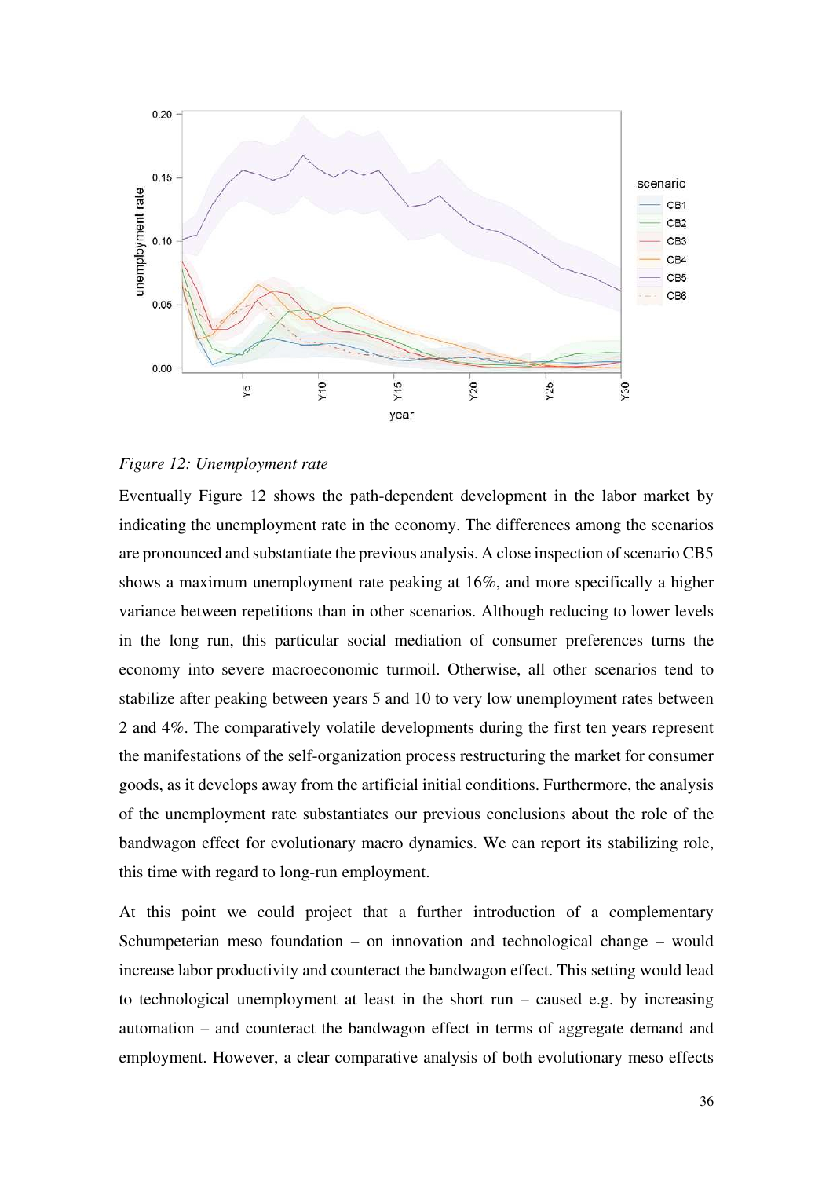0.20
0.15
0.10
0.05
0.00

unemployment rate

Y5
Y10
Y15
Y20
Y25
Y30

year

scenario
CB1
CB2
CB3
CB4
CB5
CB6

*Figure 12: Unemployment rate*

Eventually Figure 12 shows the path-dependent development in the labor market by indicating the unemployment rate in the economy. The differences among the scenarios are pronounced and substantiate the previous analysis. A close inspection of scenario CB5 shows a maximum unemployment rate peaking at 16%, and more specifically a higher variance between repetitions than in other scenarios. Although reducing to lower levels in the long run, this particular social mediation of consumer preferences turns the economy into severe macroeconomic turmoil. Otherwise, all other scenarios tend to stabilize after peaking between years 5 and 10 to very low unemployment rates between 2 and 4%. The comparatively volatile developments during the first ten years represent the manifestations of the self-organization process restructuring the market for consumer goods, as it develops away from the artificial initial conditions. Furthermore, the analysis of the unemployment rate substantiates our previous conclusions about the role of the bandwagon effect for evolutionary macro dynamics. We can report its stabilizing role, this time with regard to long-run employment.

At this point we could project that a further introduction of a complementary Schumpeterian meso foundation – on innovation and technological change – would increase labor productivity and counteract the bandwagon effect. This setting would lead to technological unemployment at least in the short run – caused e.g. by increasing automation – and counteract the bandwagon effect in terms of aggregate demand and employment. However, a clear comparative analysis of both evolutionary meso effects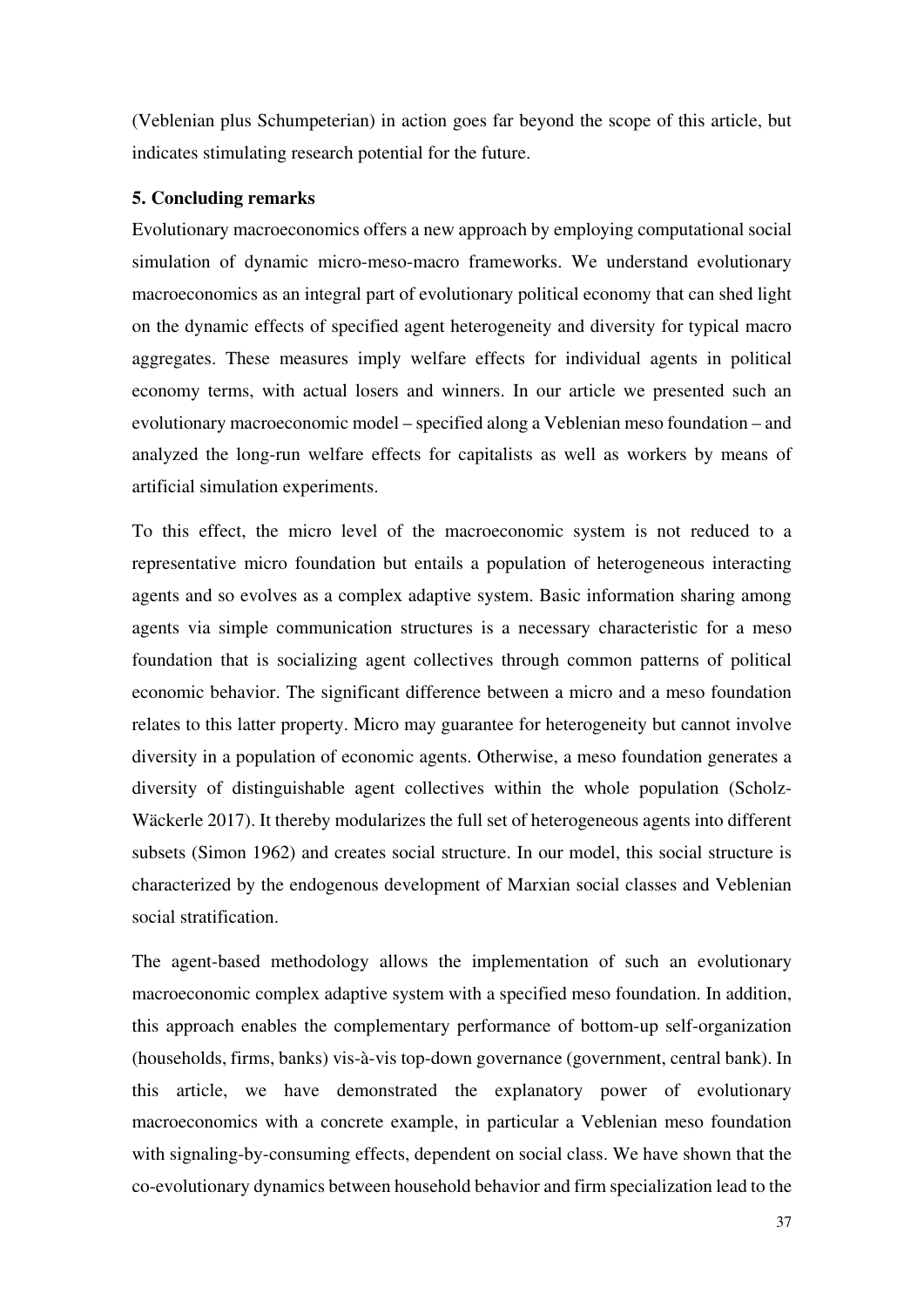(Veblenian plus Schumpeterian) in action goes far beyond the scope of this article, but indicates stimulating research potential for the future.

## 5. Concluding remarks

Evolutionary macroeconomics offers a new approach by employing computational social simulation of dynamic micro-meso-macro frameworks. We understand evolutionary macroeconomics as an integral part of evolutionary political economy that can shed light on the dynamic effects of specified agent heterogeneity and diversity for typical macro aggregates. These measures imply welfare effects for individual agents in political economy terms, with actual losers and winners. In our article we presented such an evolutionary macroeconomic model – specified along a Veblenian meso foundation – and analyzed the long-run welfare effects for capitalists as well as workers by means of artificial simulation experiments.

To this effect, the micro level of the macroeconomic system is not reduced to a representative micro foundation but entails a population of heterogeneous interacting agents and so evolves as a complex adaptive system. Basic information sharing among agents via simple communication structures is a necessary characteristic for a meso foundation that is socializing agent collectives through common patterns of political economic behavior. The significant difference between a micro and a meso foundation relates to this latter property. Micro may guarantee for heterogeneity but cannot involve diversity in a population of economic agents. Otherwise, a meso foundation generates a diversity of distinguishable agent collectives within the whole population (Scholz-Wäckerle 2017). It thereby modularizes the full set of heterogeneous agents into different subsets (Simon 1962) and creates social structure. In our model, this social structure is characterized by the endogenous development of Marxian social classes and Veblenian social stratification.

The agent-based methodology allows the implementation of such an evolutionary macroeconomic complex adaptive system with a specified meso foundation. In addition, this approach enables the complementary performance of bottom-up self-organization (households, firms, banks) vis-à-vis top-down governance (government, central bank). In this article, we have demonstrated the explanatory power of evolutionary macroeconomics with a concrete example, in particular a Veblenian meso foundation with signaling-by-consuming effects, dependent on social class. We have shown that the co-evolutionary dynamics between household behavior and firm specialization lead to the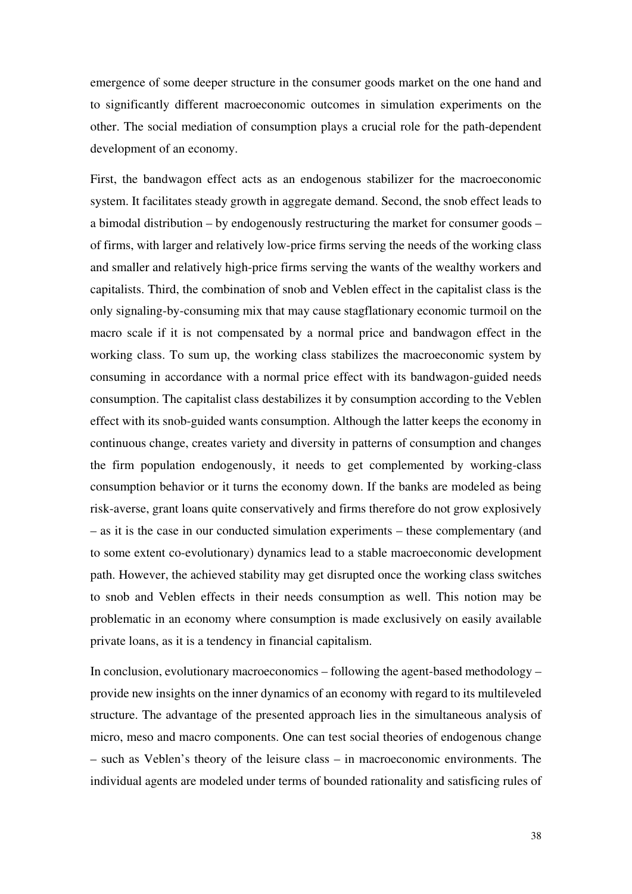emergence of some deeper structure in the consumer goods market on the one hand and to significantly different macroeconomic outcomes in simulation experiments on the other. The social mediation of consumption plays a crucial role for the path-dependent development of an economy.

First, the bandwagon effect acts as an endogenous stabilizer for the macroeconomic system. It facilitates steady growth in aggregate demand. Second, the snob effect leads to a bimodal distribution – by endogenously restructuring the market for consumer goods – of firms, with larger and relatively low-price firms serving the needs of the working class and smaller and relatively high-price firms serving the wants of the wealthy workers and capitalists. Third, the combination of snob and Veblen effect in the capitalist class is the only signaling-by-consuming mix that may cause stagflationary economic turmoil on the macro scale if it is not compensated by a normal price and bandwagon effect in the working class. To sum up, the working class stabilizes the macroeconomic system by consuming in accordance with a normal price effect with its bandwagon-guided needs consumption. The capitalist class destabilizes it by consumption according to the Veblen effect with its snob-guided wants consumption. Although the latter keeps the economy in continuous change, creates variety and diversity in patterns of consumption and changes the firm population endogenously, it needs to get complemented by working-class consumption behavior or it turns the economy down. If the banks are modeled as being risk-averse, grant loans quite conservatively and firms therefore do not grow explosively – as it is the case in our conducted simulation experiments – these complementary (and to some extent co-evolutionary) dynamics lead to a stable macroeconomic development path. However, the achieved stability may get disrupted once the working class switches to snob and Veblen effects in their needs consumption as well. This notion may be problematic in an economy where consumption is made exclusively on easily available private loans, as it is a tendency in financial capitalism.

In conclusion, evolutionary macroeconomics – following the agent-based methodology – provide new insights on the inner dynamics of an economy with regard to its multileveled structure. The advantage of the presented approach lies in the simultaneous analysis of micro, meso and macro components. One can test social theories of endogenous change – such as Veblen's theory of the leisure class – in macroeconomic environments. The individual agents are modeled under terms of bounded rationality and satisficing rules of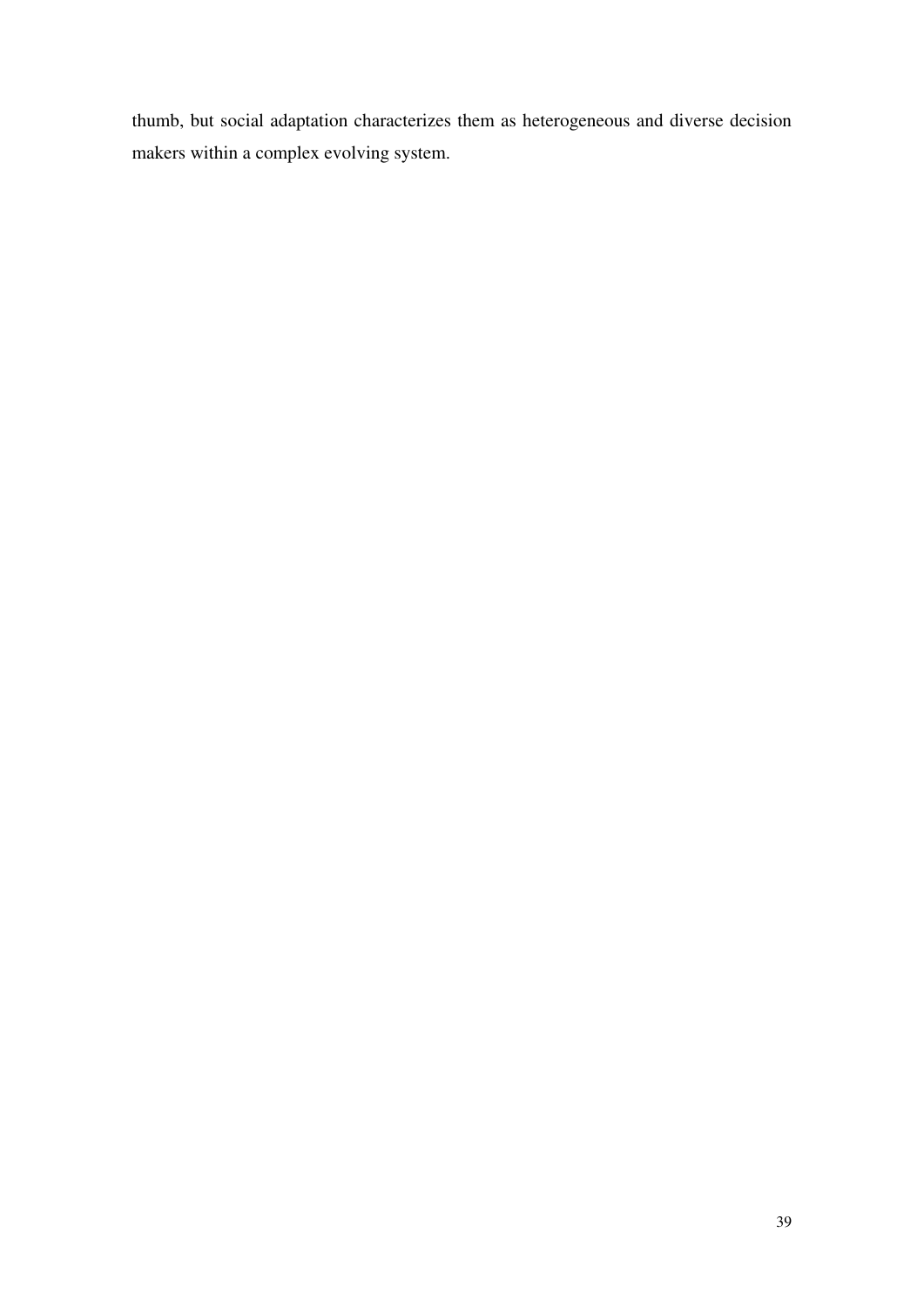thumb, but social adaptation characterizes them as heterogeneous and diverse decision makers within a complex evolving system.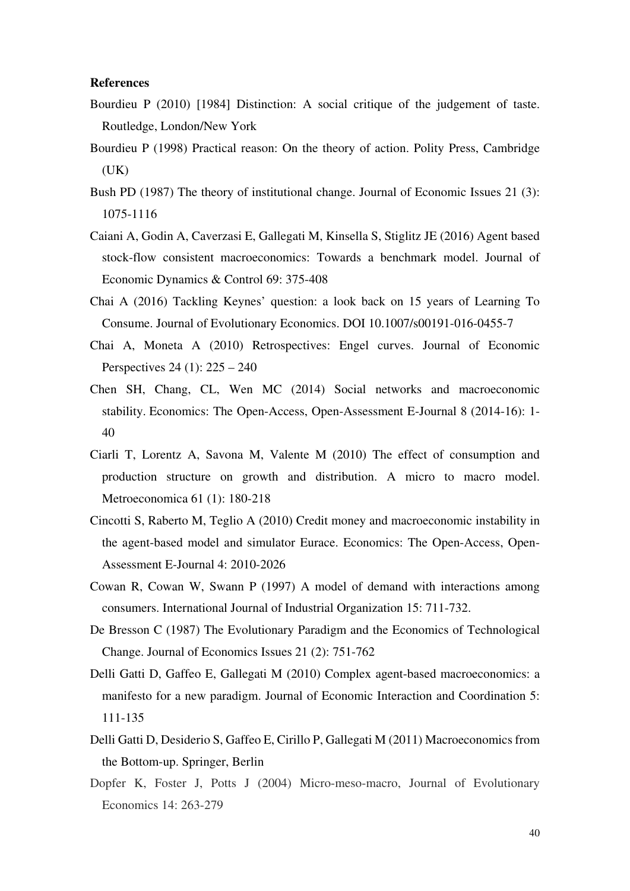**References**

Bourdieu P (2010) [1984] Distinction: A social critique of the judgement of taste. Routledge, London/New York

Bourdieu P (1998) Practical reason: On the theory of action. Polity Press, Cambridge (UK)

Bush PD (1987) The theory of institutional change. Journal of Economic Issues 21 (3): 1075-1116

Caiani A, Godin A, Caverzasi E, Gallegati M, Kinsella S, Stiglitz JE (2016) Agent based stock-flow consistent macroeconomics: Towards a benchmark model. Journal of Economic Dynamics & Control 69: 375-408

Chai A (2016) Tackling Keynes' question: a look back on 15 years of Learning To Consume. Journal of Evolutionary Economics. DOI 10.1007/s00191-016-0455-7

Chai A, Moneta A (2010) Retrospectives: Engel curves. Journal of Economic Perspectives 24 (1): 225 – 240

Chen SH, Chang, CL, Wen MC (2014) Social networks and macroeconomic stability. Economics: The Open-Access, Open-Assessment E-Journal 8 (2014-16): 1-40

Ciarli T, Lorentz A, Savona M, Valente M (2010) The effect of consumption and production structure on growth and distribution. A micro to macro model. Metroeconomica 61 (1): 180-218

Cincotti S, Raberto M, Teglio A (2010) Credit money and macroeconomic instability in the agent-based model and simulator Eurace. Economics: The Open-Access, Open-Assessment E-Journal 4: 2010-2026

Cowan R, Cowan W, Swann P (1997) A model of demand with interactions among consumers. International Journal of Industrial Organization 15: 711-732.

De Bresson C (1987) The Evolutionary Paradigm and the Economics of Technological Change. Journal of Economics Issues 21 (2): 751-762

Delli Gatti D, Gaffeo E, Gallegati M (2010) Complex agent-based macroeconomics: a manifesto for a new paradigm. Journal of Economic Interaction and Coordination 5: 111-135

Delli Gatti D, Desiderio S, Gaffeo E, Cirillo P, Gallegati M (2011) Macroeconomics from the Bottom-up. Springer, Berlin

Dopfer K, Foster J, Potts J (2004) Micro-meso-macro, Journal of Evolutionary Economics 14: 263-279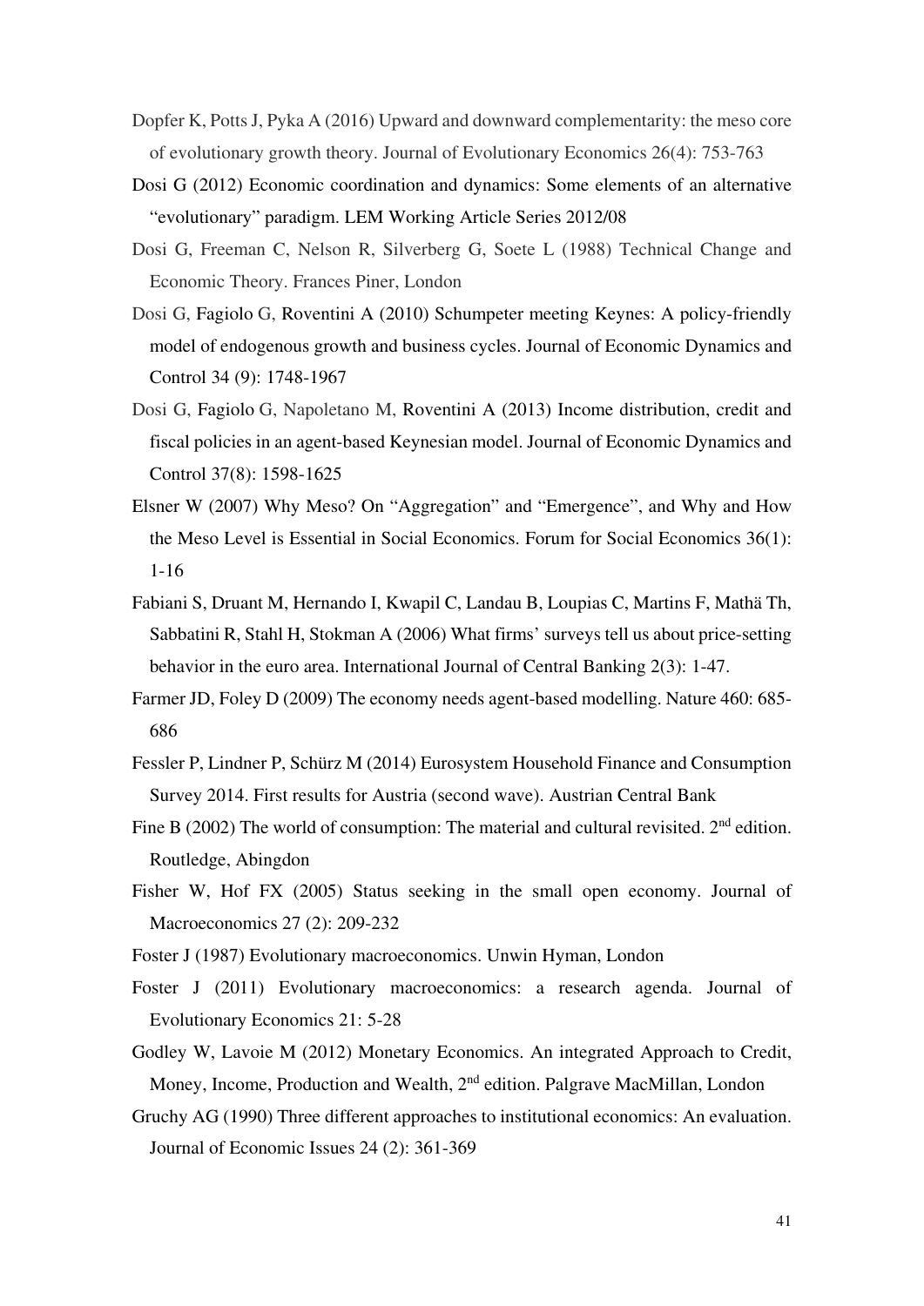Dopfer K, Potts J, Pyka A (2016) Upward and downward complementarity: the meso core of evolutionary growth theory. Journal of Evolutionary Economics 26(4): 753-763

Dosi G (2012) Economic coordination and dynamics: Some elements of an alternative “evolutionary” paradigm. LEM Working Article Series 2012/08

Dosi G, Freeman C, Nelson R, Silverberg G, Soete L (1988) Technical Change and Economic Theory. Frances Piner, London

Dosi G, Fagiolo G, Roventini A (2010) Schumpeter meeting Keynes: A policy-friendly model of endogenous growth and business cycles. Journal of Economic Dynamics and Control 34 (9): 1748-1967

Dosi G, Fagiolo G, Napoletano M, Roventini A (2013) Income distribution, credit and fiscal policies in an agent-based Keynesian model. Journal of Economic Dynamics and Control 37(8): 1598-1625

Elsner W (2007) Why Meso? On “Aggregation” and “Emergence”, and Why and How the Meso Level is Essential in Social Economics. Forum for Social Economics 36(1): 1-16

Fabiani S, Druant M, Hernando I, Kwapil C, Landau B, Loupias C, Martins F, Mathä Th, Sabbatini R, Stahl H, Stokman A (2006) What firms’ surveys tell us about price-setting behavior in the euro area. International Journal of Central Banking 2(3): 1-47.

Farmer JD, Foley D (2009) The economy needs agent-based modelling. Nature 460: 685-686

Fessler P, Lindner P, Schürz M (2014) Eurosystem Household Finance and Consumption Survey 2014. First results for Austria (second wave). Austrian Central Bank

Fine B (2002) The world of consumption: The material and cultural revisited. 2nd edition. Routledge, Abingdon

Fisher W, Hof FX (2005) Status seeking in the small open economy. Journal of Macroeconomics 27 (2): 209-232

Foster J (1987) Evolutionary macroeconomics. Unwin Hyman, London

Foster J (2011) Evolutionary macroeconomics: a research agenda. Journal of Evolutionary Economics 21: 5-28

Godley W, Lavoie M (2012) Monetary Economics. An integrated Approach to Credit, Money, Income, Production and Wealth, 2nd edition. Palgrave MacMillan, London

Gruchy AG (1990) Three different approaches to institutional economics: An evaluation. Journal of Economic Issues 24 (2): 361-369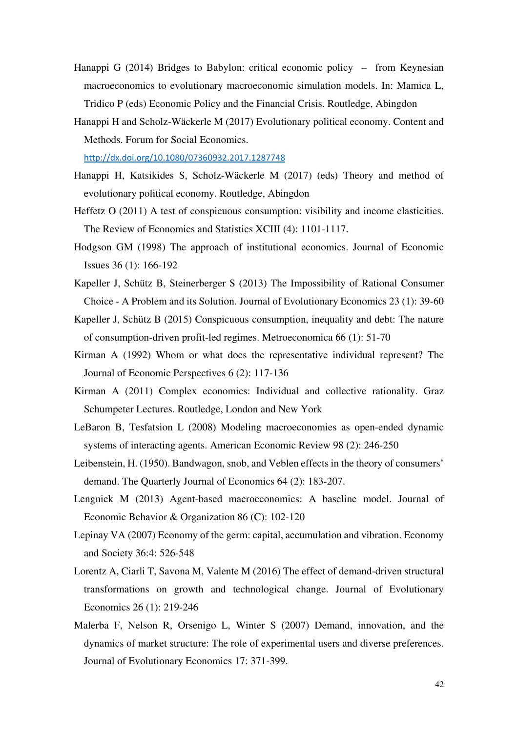Hanappi G (2014) Bridges to Babylon: critical economic policy – from Keynesian macroeconomics to evolutionary macroeconomic simulation models. In: Mamica L, Tridico P (eds) Economic Policy and the Financial Crisis. Routledge, Abingdon

Hanappi H and Scholz-Wäckerle M (2017) Evolutionary political economy. Content and Methods. Forum for Social Economics. http://dx.doi.org/10.1080/07360932.2017.1287748

Hanappi H, Katsikides S, Scholz-Wäckerle M (2017) (eds) Theory and method of evolutionary political economy. Routledge, Abingdon

Heffetz O (2011) A test of conspicuous consumption: visibility and income elasticities. The Review of Economics and Statistics XCIII (4): 1101-1117.

Hodgson GM (1998) The approach of institutional economics. Journal of Economic Issues 36 (1): 166-192

Kapeller J, Schütz B, Steinerberger S (2013) The Impossibility of Rational Consumer Choice - A Problem and its Solution. Journal of Evolutionary Economics 23 (1): 39-60

Kapeller J, Schütz B (2015) Conspicuous consumption, inequality and debt: The nature of consumption-driven profit-led regimes. Metroeconomica 66 (1): 51-70

Kirman A (1992) Whom or what does the representative individual represent? The Journal of Economic Perspectives 6 (2): 117-136

Kirman A (2011) Complex economics: Individual and collective rationality. Graz Schumpeter Lectures. Routledge, London and New York

LeBaron B, Tesfatsion L (2008) Modeling macroeconomies as open-ended dynamic systems of interacting agents. American Economic Review 98 (2): 246-250

Leibenstein, H. (1950). Bandwagon, snob, and Veblen effects in the theory of consumers' demand. The Quarterly Journal of Economics 64 (2): 183-207.

Lengnick M (2013) Agent-based macroeconomics: A baseline model. Journal of Economic Behavior & Organization 86 (C): 102-120

Lepinay VA (2007) Economy of the germ: capital, accumulation and vibration. Economy and Society 36:4: 526-548

Lorentz A, Ciarli T, Savona M, Valente M (2016) The effect of demand-driven structural transformations on growth and technological change. Journal of Evolutionary Economics 26 (1): 219-246

Malerba F, Nelson R, Orsenigo L, Winter S (2007) Demand, innovation, and the dynamics of market structure: The role of experimental users and diverse preferences. Journal of Evolutionary Economics 17: 371-399.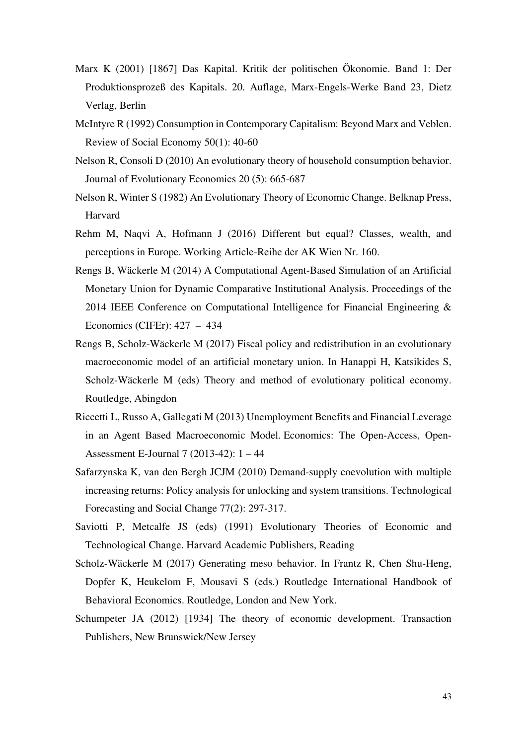Marx K (2001) [1867] Das Kapital. Kritik der politischen Ökonomie. Band 1: Der Produktionsprozeß des Kapitals. 20. Auflage, Marx-Engels-Werke Band 23, Dietz Verlag, Berlin

McIntyre R (1992) Consumption in Contemporary Capitalism: Beyond Marx and Veblen. Review of Social Economy 50(1): 40-60

Nelson R, Consoli D (2010) An evolutionary theory of household consumption behavior. Journal of Evolutionary Economics 20 (5): 665-687

Nelson R, Winter S (1982) An Evolutionary Theory of Economic Change. Belknap Press, Harvard

Rehm M, Naqvi A, Hofmann J (2016) Different but equal? Classes, wealth, and perceptions in Europe. Working Article-Reihe der AK Wien Nr. 160.

Rengs B, Wäckerle M (2014) A Computational Agent-Based Simulation of an Artificial Monetary Union for Dynamic Comparative Institutional Analysis. Proceedings of the 2014 IEEE Conference on Computational Intelligence for Financial Engineering & Economics (CIFEr): 427 – 434

Rengs B, Scholz-Wäckerle M (2017) Fiscal policy and redistribution in an evolutionary macroeconomic model of an artificial monetary union. In Hanappi H, Katsikides S, Scholz-Wäckerle M (eds) Theory and method of evolutionary political economy. Routledge, Abingdon

Riccetti L, Russo A, Gallegati M (2013) Unemployment Benefits and Financial Leverage in an Agent Based Macroeconomic Model. Economics: The Open-Access, Open-Assessment E-Journal 7 (2013-42): 1 – 44

Safarzynska K, van den Bergh JCJM (2010) Demand-supply coevolution with multiple increasing returns: Policy analysis for unlocking and system transitions. Technological Forecasting and Social Change 77(2): 297-317.

Saviotti P, Metcalfe JS (eds) (1991) Evolutionary Theories of Economic and Technological Change. Harvard Academic Publishers, Reading

Scholz-Wäckerle M (2017) Generating meso behavior. In Frantz R, Chen Shu-Heng, Dopfer K, Heukelom F, Mousavi S (eds.) Routledge International Handbook of Behavioral Economics. Routledge, London and New York.

Schumpeter JA (2012) [1934] The theory of economic development. Transaction Publishers, New Brunswick/New Jersey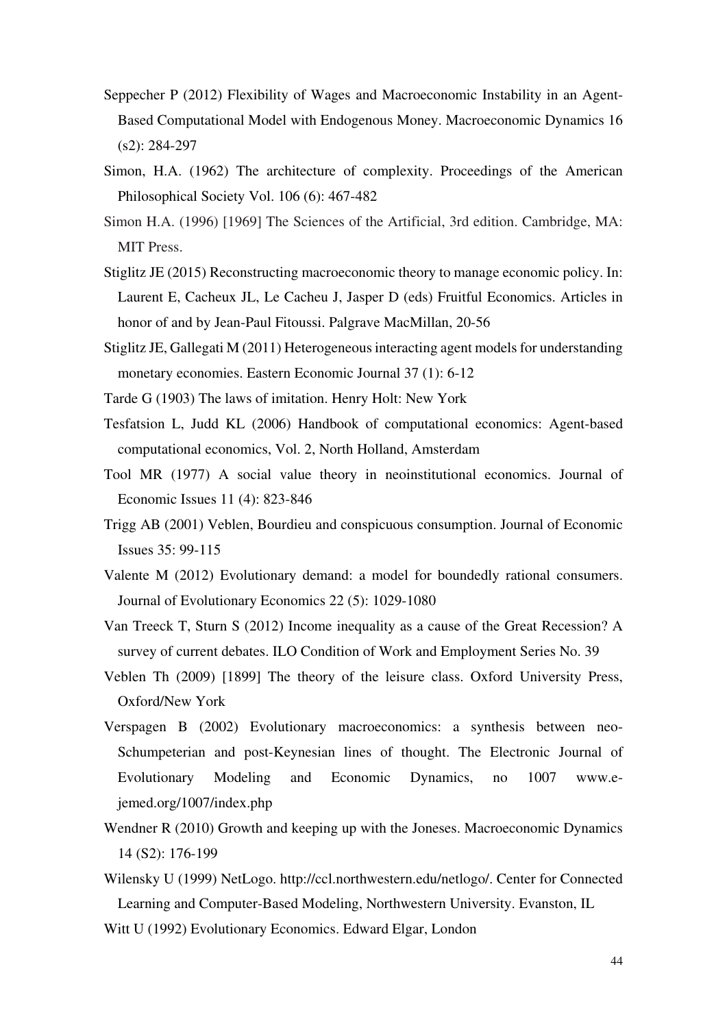Seppecher P (2012) Flexibility of Wages and Macroeconomic Instability in an Agent-Based Computational Model with Endogenous Money. Macroeconomic Dynamics 16 (s2): 284-297

Simon, H.A. (1962) The architecture of complexity. Proceedings of the American Philosophical Society Vol. 106 (6): 467-482

Simon H.A. (1996) [1969] The Sciences of the Artificial, 3rd edition. Cambridge, MA: MIT Press.

Stiglitz JE (2015) Reconstructing macroeconomic theory to manage economic policy. In: Laurent E, Cacheux JL, Le Cacheu J, Jasper D (eds) Fruitful Economics. Articles in honor of and by Jean-Paul Fitoussi. Palgrave MacMillan, 20-56

Stiglitz JE, Gallegati M (2011) Heterogeneous interacting agent models for understanding monetary economies. Eastern Economic Journal 37 (1): 6-12

Tarde G (1903) The laws of imitation. Henry Holt: New York

Tesfatsion L, Judd KL (2006) Handbook of computational economics: Agent-based computational economics, Vol. 2, North Holland, Amsterdam

Tool MR (1977) A social value theory in neoinstitutional economics. Journal of Economic Issues 11 (4): 823-846

Trigg AB (2001) Veblen, Bourdieu and conspicuous consumption. Journal of Economic Issues 35: 99-115

Valente M (2012) Evolutionary demand: a model for boundedly rational consumers. Journal of Evolutionary Economics 22 (5): 1029-1080

Van Treeck T, Sturn S (2012) Income inequality as a cause of the Great Recession? A survey of current debates. ILO Condition of Work and Employment Series No. 39

Veblen Th (2009) [1899] The theory of the leisure class. Oxford University Press, Oxford/New York

Verspagen B (2002) Evolutionary macroeconomics: a synthesis between neo-Schumpeterian and post-Keynesian lines of thought. The Electronic Journal of Evolutionary Modeling and Economic Dynamics, no 1007 www.e-jemed.org/1007/index.php

Wendner R (2010) Growth and keeping up with the Joneses. Macroeconomic Dynamics 14 (S2): 176-199

Wilensky U (1999) NetLogo. http://ccl.northwestern.edu/netlogo/. Center for Connected Learning and Computer-Based Modeling, Northwestern University. Evanston, IL

Witt U (1992) Evolutionary Economics. Edward Elgar, London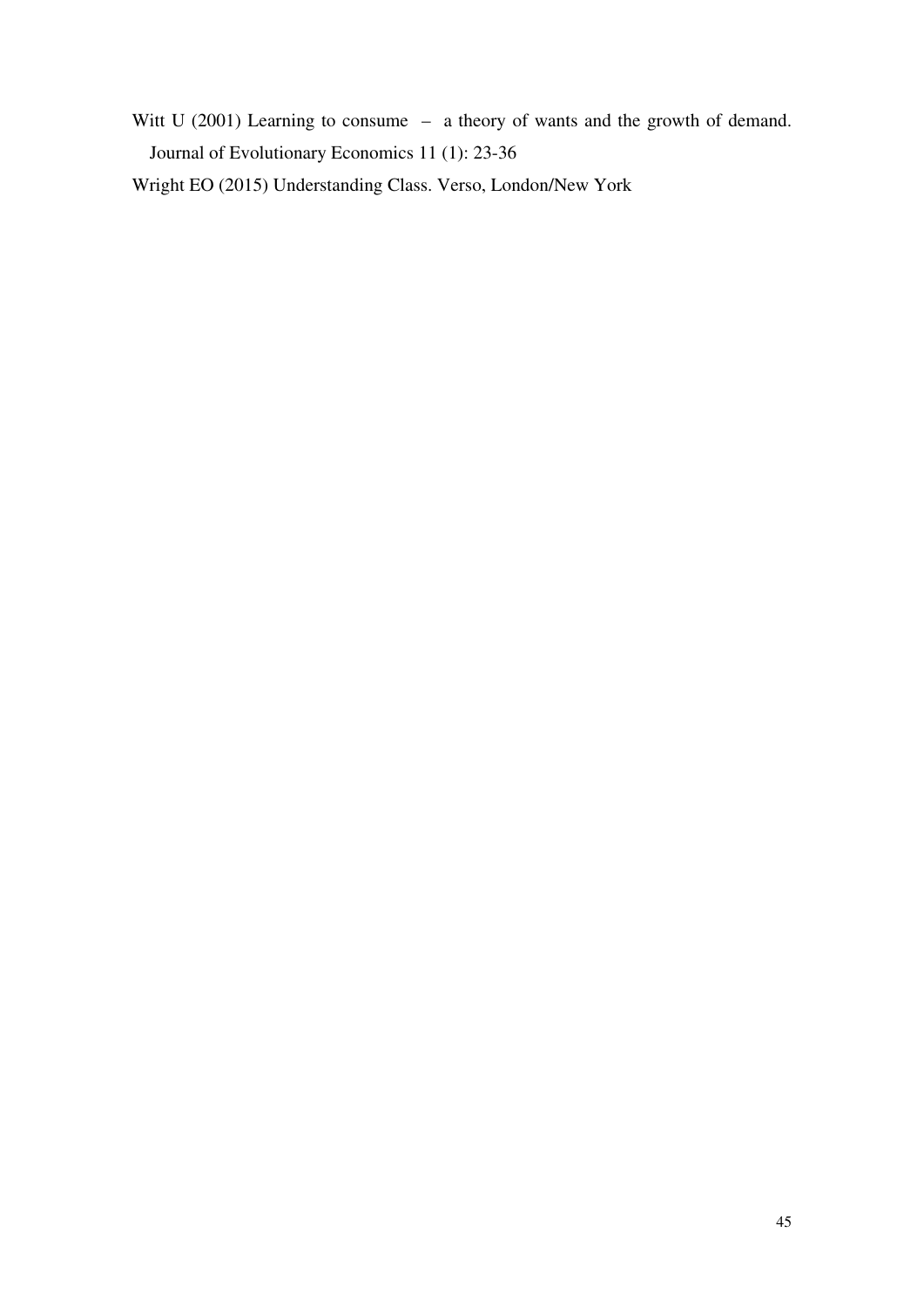Witt U (2001) Learning to consume – a theory of wants and the growth of demand. Journal of Evolutionary Economics 11 (1): 23-36

Wright EO (2015) Understanding Class. Verso, London/New York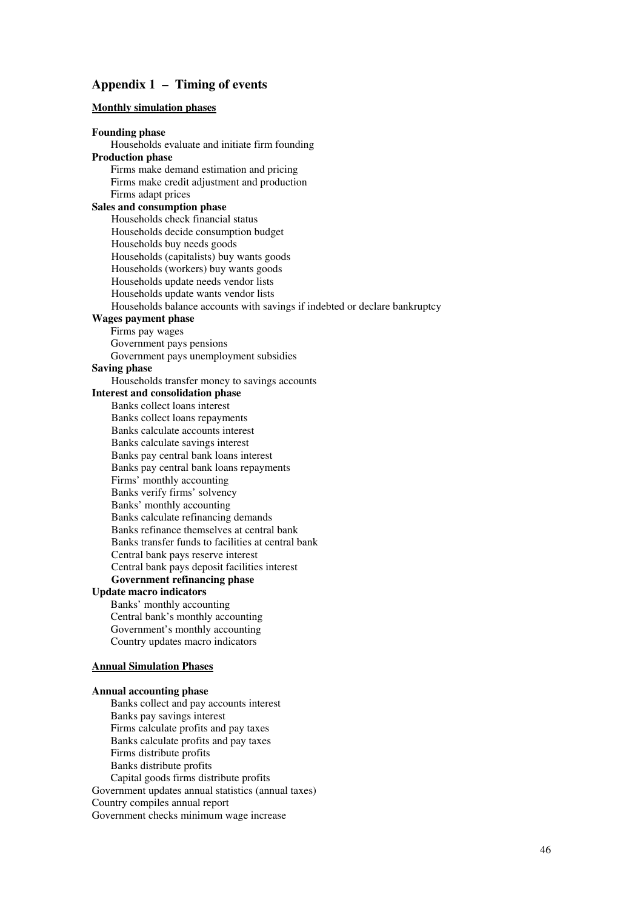## Appendix 1 – Timing of events

**Monthly simulation phases**

**Founding phase**

Households evaluate and initiate firm founding

**Production phase**

Firms make demand estimation and pricing
Firms make credit adjustment and production
Firms adapt prices

**Sales and consumption phase**

Households check financial status
Households decide consumption budget
Households buy needs goods
Households (capitalists) buy wants goods
Households (workers) buy wants goods
Households update needs vendor lists
Households update wants vendor lists
Households balance accounts with savings if indebted or declare bankruptcy

**Wages payment phase**

Firms pay wages
Government pays pensions
Government pays unemployment subsidies

**Saving phase**

Households transfer money to savings accounts

**Interest and consolidation phase**

Banks collect loans interest
Banks collect loans repayments
Banks calculate accounts interest
Banks calculate savings interest
Banks pay central bank loans interest
Banks pay central bank loans repayments
Firms' monthly accounting
Banks verify firms' solvency
Banks' monthly accounting
Banks calculate refinancing demands
Banks refinance themselves at central bank
Banks transfer funds to facilities at central bank
Central bank pays reserve interest
Central bank pays deposit facilities interest
**Government refinancing phase**

**Update macro indicators**

Banks' monthly accounting
Central bank's monthly accounting
Government's monthly accounting
Country updates macro indicators

**Annual Simulation Phases**

**Annual accounting phase**

Banks collect and pay accounts interest
Banks pay savings interest
Firms calculate profits and pay taxes
Banks calculate profits and pay taxes
Firms distribute profits
Banks distribute profits
Capital goods firms distribute profits

Government updates annual statistics (annual taxes)
Country compiles annual report
Government checks minimum wage increase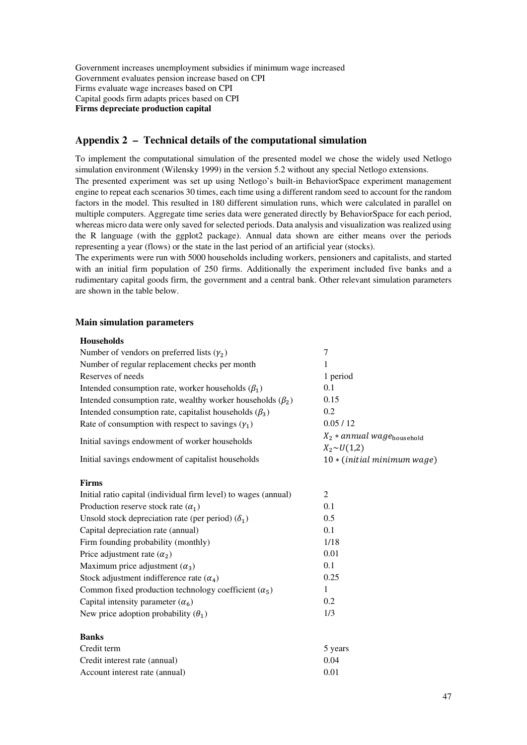Government increases unemployment subsidies if minimum wage increased
Government evaluates pension increase based on CPI
Firms evaluate wage increases based on CPI
Capital goods firm adapts prices based on CPI
**Firms depreciate production capital**

## Appendix 2 – Technical details of the computational simulation

To implement the computational simulation of the presented model we chose the widely used Netlogo simulation environment (Wilensky 1999) in the version 5.2 without any special Netlogo extensions.
The presented experiment was set up using Netlogo's built-in BehaviorSpace experiment management engine to repeat each scenarios 30 times, each time using a different random seed to account for the random factors in the model. This resulted in 180 different simulation runs, which were calculated in parallel on multiple computers. Aggregate time series data were generated directly by BehaviorSpace for each period, whereas micro data were only saved for selected periods. Data analysis and visualization was realized using the R language (with the ggplot2 package). Annual data shown are either means over the periods representing a year (flows) or the state in the last period of an artificial year (stocks).
The experiments were run with 5000 households including workers, pensioners and capitalists, and started with an initial firm population of 250 firms. Additionally the experiment included five banks and a rudimentary capital goods firm, the government and a central bank. Other relevant simulation parameters are shown in the table below.

### Main simulation parameters

| | |
|---|---|
| **Households** | |
| Number of vendors on preferred lists ($\gamma_2$) | 7 |
| Number of regular replacement checks per month | 1 |
| Reserves of needs | 1 period |
| Intended consumption rate, worker households ($\beta_1$) | 0.1 |
| Intended consumption rate, wealthy worker households ($\beta_2$) | 0.15 |
| Intended consumption rate, capitalist households ($\beta_3$) | 0.2 |
| Rate of consumption with respect to savings ($\gamma_1$) | 0.05 / 12 |
| Initial savings endowment of worker households | $X_2 * annual\ wage_{\text{household}}$ $X_2 \sim U(1,2)$ |
| Initial savings endowment of capitalist households | $10 * (initial\ minimum\ wage)$ |
| **Firms** | |
| Initial ratio capital (individual firm level) to wages (annual) | 2 |
| Production reserve stock rate ($\alpha_1$) | 0.1 |
| Unsold stock depreciation rate (per period) ($\delta_1$) | 0.5 |
| Capital depreciation rate (annual) | 0.1 |
| Firm founding probability (monthly) | 1/18 |
| Price adjustment rate ($\alpha_2$) | 0.01 |
| Maximum price adjustment ($\alpha_3$) | 0.1 |
| Stock adjustment indifference rate ($\alpha_4$) | 0.25 |
| Common fixed production technology coefficient ($\alpha_5$) | 1 |
| Capital intensity parameter ($\alpha_6$) | 0.2 |
| New price adoption probability ($\theta_1$) | 1/3 |
| **Banks** | |
| Credit term | 5 years |
| Credit interest rate (annual) | 0.04 |
| Account interest rate (annual) | 0.01 |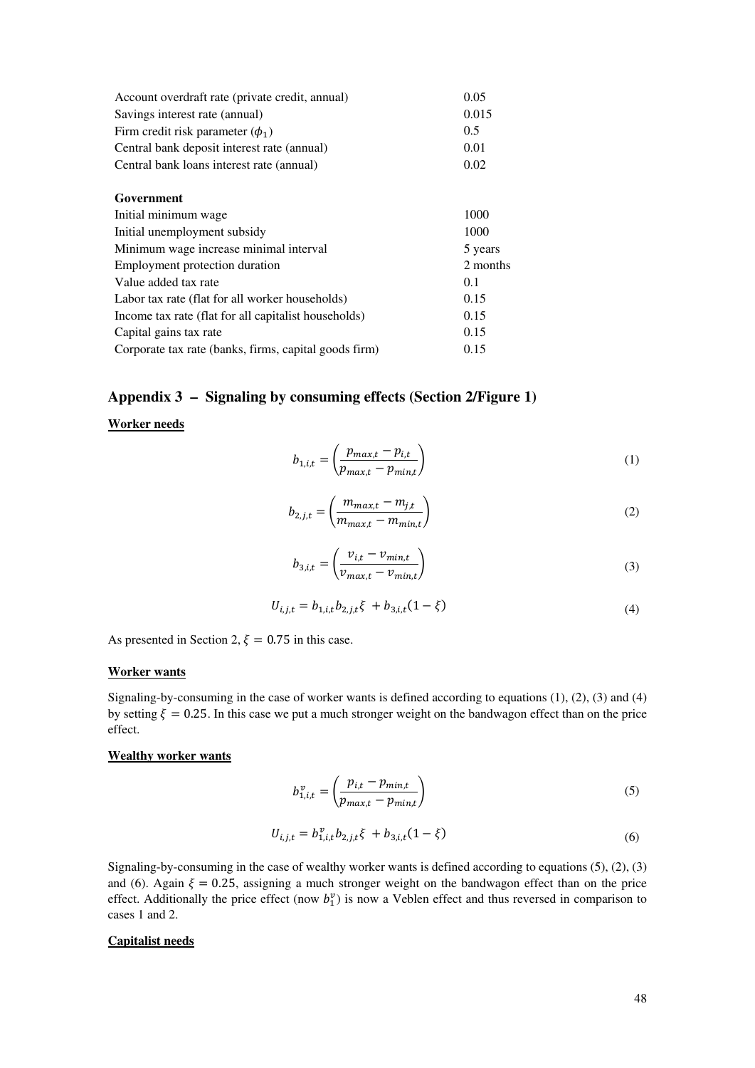| | |
|---|---|
| Account overdraft rate (private credit, annual) | 0.05 |
| Savings interest rate (annual) | 0.015 |
| Firm credit risk parameter ($\phi_1$) | 0.5 |
| Central bank deposit interest rate (annual) | 0.01 |
| Central bank loans interest rate (annual) | 0.02 |
| **Government** | |
| Initial minimum wage | 1000 |
| Initial unemployment subsidy | 1000 |
| Minimum wage increase minimal interval | 5 years |
| Employment protection duration | 2 months |
| Value added tax rate | 0.1 |
| Labor tax rate (flat for all worker households) | 0.15 |
| Income tax rate (flat for all capitalist households) | 0.15 |
| Capital gains tax rate | 0.15 |
| Corporate tax rate (banks, firms, capital goods firm) | 0.15 |

## Appendix 3 – Signaling by consuming effects (Section 2/Figure 1)

**Worker needs**

$$b_{1,i,t} = \left(\frac{p_{max,t} - p_{i,t}}{p_{max,t} - p_{min,t}}\right) \tag{1}$$

$$b_{2,j,t} = \left(\frac{m_{max,t} - m_{j,t}}{m_{max,t} - m_{min,t}}\right) \tag{2}$$

$$b_{3,i,t} = \left(\frac{v_{i,t} - v_{min,t}}{v_{max,t} - v_{min,t}}\right) \tag{3}$$

$$U_{i,j,t} = b_{1,i,t} b_{2,j,t} \xi + b_{3,i,t}(1 - \xi) \tag{4}$$

As presented in Section 2, $\xi = 0.75$ in this case.

**Worker wants**

Signaling-by-consuming in the case of worker wants is defined according to equations (1), (2), (3) and (4) by setting $\xi = 0.25$. In this case we put a much stronger weight on the bandwagon effect than on the price effect.

**Wealthy worker wants**

$$b^{v}_{1,i,t} = \left(\frac{p_{i,t} - p_{min,t}}{p_{max,t} - p_{min,t}}\right) \tag{5}$$

$$U_{i,j,t} = b^{v}_{1,i,t} b_{2,j,t} \xi + b_{3,i,t}(1 - \xi) \tag{6}$$

Signaling-by-consuming in the case of wealthy worker wants is defined according to equations (5), (2), (3) and (6). Again $\xi = 0.25$, assigning a much stronger weight on the bandwagon effect than on the price effect. Additionally the price effect (now $b^{v}_{1}$) is now a Veblen effect and thus reversed in comparison to cases 1 and 2.

**Capitalist needs**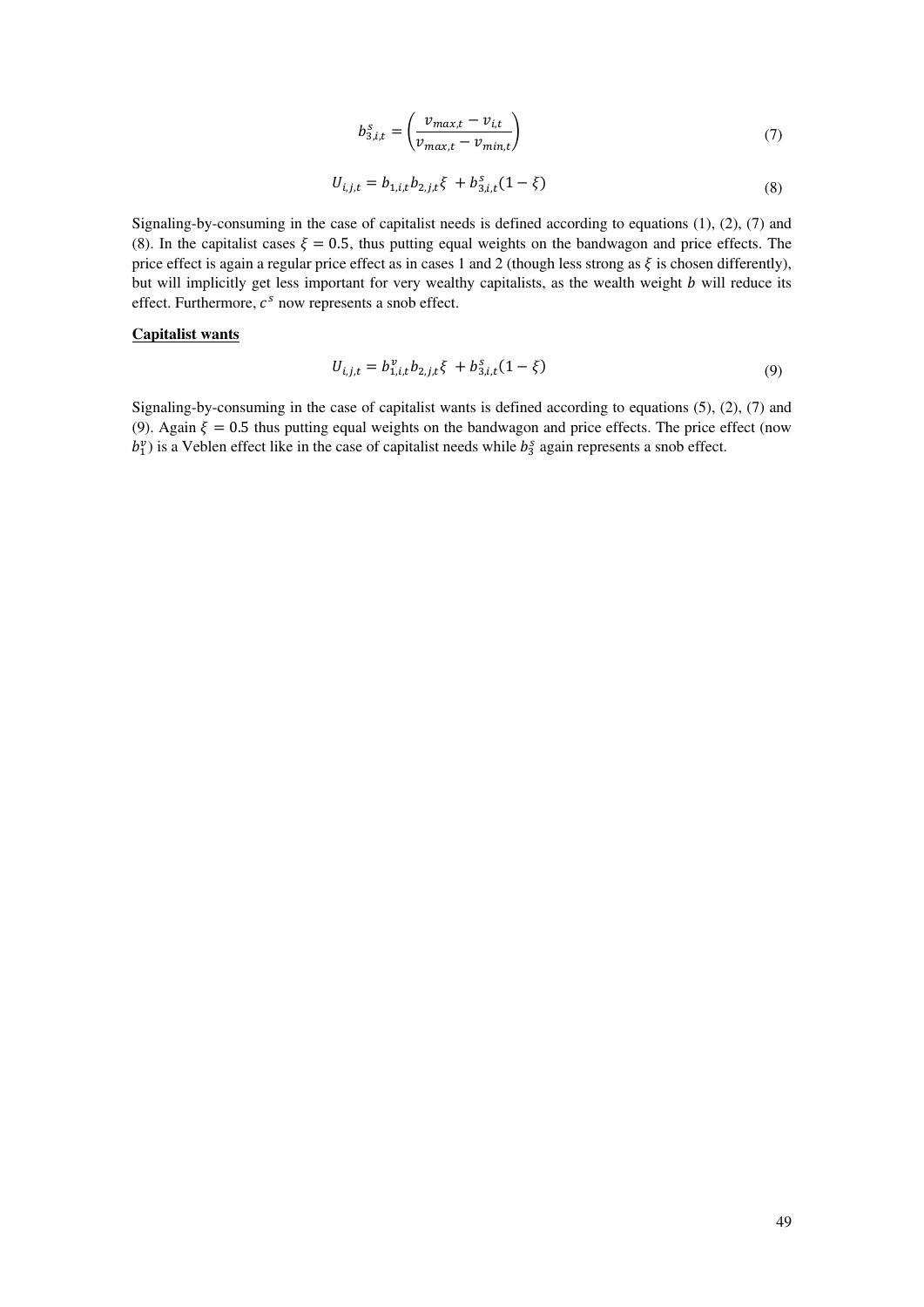$$b^s_{3,i,t} = \left(\frac{v_{max,t} - v_{i,t}}{v_{max,t} - v_{min,t}}\right) \tag{7}$$

$$U_{i,j,t} = b_{1,i,t} b_{2,j,t} \xi \ + b^s_{3,i,t}(1 - \xi) \tag{8}$$

Signaling-by-consuming in the case of capitalist needs is defined according to equations (1), (2), (7) and (8). In the capitalist cases $\xi = 0.5$, thus putting equal weights on the bandwagon and price effects. The price effect is again a regular price effect as in cases 1 and 2 (though less strong as $\xi$ is chosen differently), but will implicitly get less important for very wealthy capitalists, as the wealth weight $b$ will reduce its effect. Furthermore, $c^s$ now represents a snob effect.

**Capitalist wants**

$$U_{i,j,t} = b^v_{1,i,t} b_{2,j,t} \xi \ + b^s_{3,i,t}(1 - \xi) \tag{9}$$

Signaling-by-consuming in the case of capitalist wants is defined according to equations (5), (2), (7) and (9). Again $\xi = 0.5$ thus putting equal weights on the bandwagon and price effects. The price effect (now $b^v_1$) is a Veblen effect like in the case of capitalist needs while $b^s_3$ again represents a snob effect.